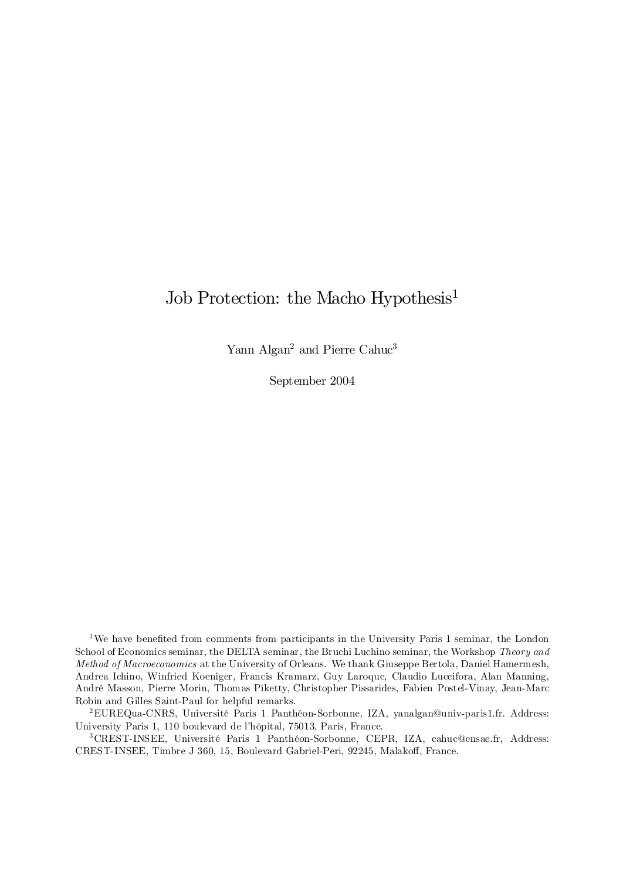# Job Protection: the Macho Hypothesis[1]

Yann Algan[2] and Pierre Cahuc[3]

September 2004

[1] We have benefited from comments from participants in the University Paris 1 seminar, the London School of Economics seminar, the DELTA seminar, the Bruchi Luchino seminar, the Workshop *Theory and Method of Macroeconomics* at the University of Orleans. We thank Giuseppe Bertola, Daniel Hamermesh, Andrea Ichino, Winfried Koeniger, Francis Kramarz, Guy Laroque, Claudio Luccifora, Alan Manning, André Masson, Pierre Morin, Thomas Piketty, Christopher Pissarides, Fabien Postel-Vinay, Jean-Marc Robin and Gilles Saint-Paul for helpful remarks.

[2] EUREQua-CNRS, Université Paris 1 Panthéon-Sorbonne, IZA, yanalgan@univ-paris1.fr. Address: University Paris 1, 110 boulevard de l'hôpital, 75013, Paris, France.

[3] CREST-INSEE, Université Paris 1 Panthéon-Sorbonne, CEPR, IZA, cahuc@ensae.fr, Address: CREST-INSEE, Timbre J 360, 15, Boulevard Gabriel-Peri, 92245, Malakoff, France.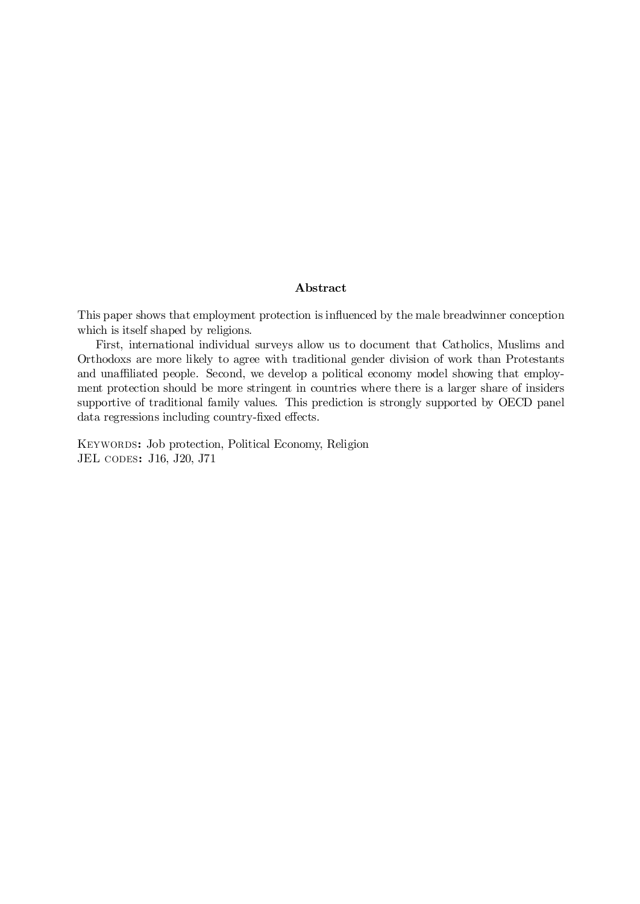## Abstract

This paper shows that employment protection is influenced by the male breadwinner conception which is itself shaped by religions.

First, international individual surveys allow us to document that Catholics, Muslims and Orthodoxs are more likely to agree with traditional gender division of work than Protestants and unaffiliated people. Second, we develop a political economy model showing that employment protection should be more stringent in countries where there is a larger share of insiders supportive of traditional family values. This prediction is strongly supported by OECD panel data regressions including country-fixed effects.

KEYWORDS: Job protection, Political Economy, Religion
JEL CODES: J16, J20, J71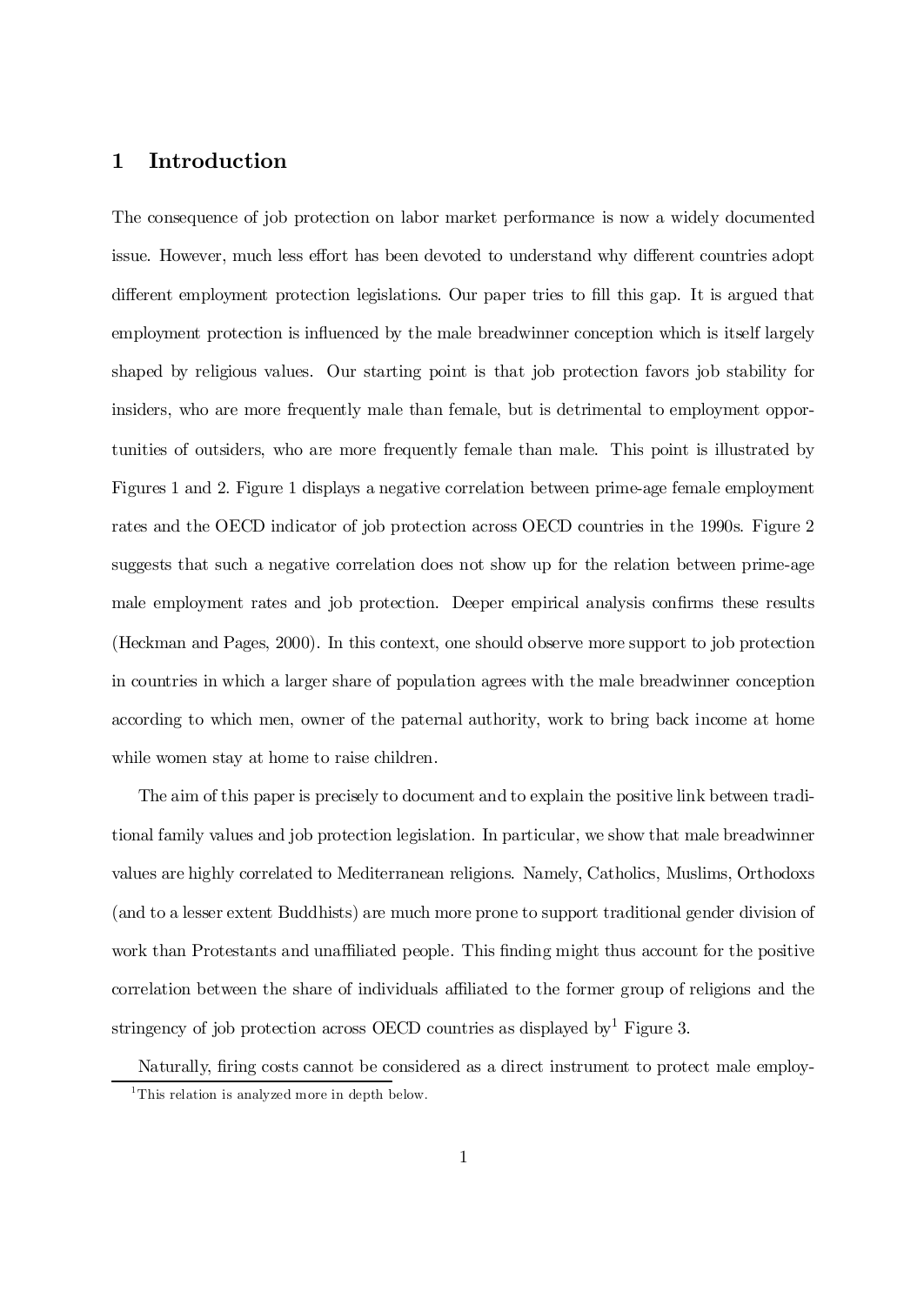# 1 Introduction

The consequence of job protection on labor market performance is now a widely documented issue. However, much less effort has been devoted to understand why different countries adopt different employment protection legislations. Our paper tries to fill this gap. It is argued that employment protection is influenced by the male breadwinner conception which is itself largely shaped by religious values. Our starting point is that job protection favors job stability for insiders, who are more frequently male than female, but is detrimental to employment opportunities of outsiders, who are more frequently female than male. This point is illustrated by Figures 1 and 2. Figure 1 displays a negative correlation between prime-age female employment rates and the OECD indicator of job protection across OECD countries in the 1990s. Figure 2 suggests that such a negative correlation does not show up for the relation between prime-age male employment rates and job protection. Deeper empirical analysis confirms these results (Heckman and Pages, 2000). In this context, one should observe more support to job protection in countries in which a larger share of population agrees with the male breadwinner conception according to which men, owner of the paternal authority, work to bring back income at home while women stay at home to raise children.

The aim of this paper is precisely to document and to explain the positive link between traditional family values and job protection legislation. In particular, we show that male breadwinner values are highly correlated to Mediterranean religions. Namely, Catholics, Muslims, Orthodoxs (and to a lesser extent Buddhists) are much more prone to support traditional gender division of work than Protestants and unaffiliated people. This finding might thus account for the positive correlation between the share of individuals affiliated to the former group of religions and the stringency of job protection across OECD countries as displayed by[1] Figure 3.

Naturally, firing costs cannot be considered as a direct instrument to protect male employ-

[1] This relation is analyzed more in depth below.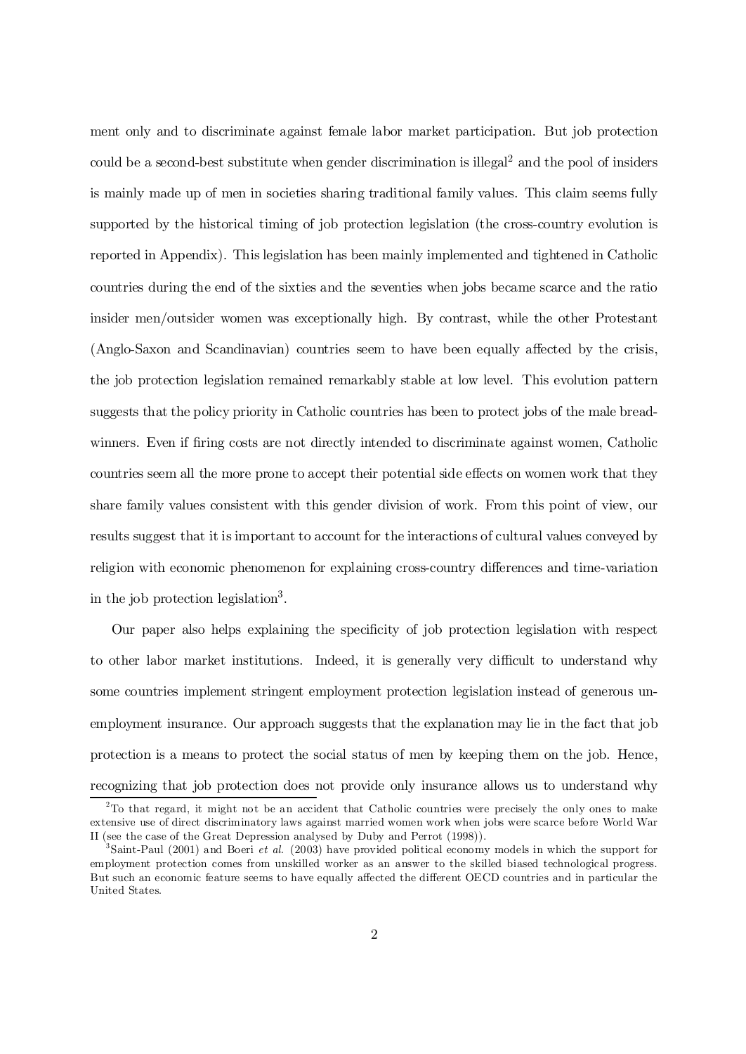ment only and to discriminate against female labor market participation. But job protection could be a second-best substitute when gender discrimination is illegal[2] and the pool of insiders is mainly made up of men in societies sharing traditional family values. This claim seems fully supported by the historical timing of job protection legislation (the cross-country evolution is reported in Appendix). This legislation has been mainly implemented and tightened in Catholic countries during the end of the sixties and the seventies when jobs became scarce and the ratio insider men/outsider women was exceptionally high. By contrast, while the other Protestant (Anglo-Saxon and Scandinavian) countries seem to have been equally affected by the crisis, the job protection legislation remained remarkably stable at low level. This evolution pattern suggests that the policy priority in Catholic countries has been to protect jobs of the male bread-winners. Even if firing costs are not directly intended to discriminate against women, Catholic countries seem all the more prone to accept their potential side effects on women work that they share family values consistent with this gender division of work. From this point of view, our results suggest that it is important to account for the interactions of cultural values conveyed by religion with economic phenomenon for explaining cross-country differences and time-variation in the job protection legislation[3].

Our paper also helps explaining the specificity of job protection legislation with respect to other labor market institutions. Indeed, it is generally very difficult to understand why some countries implement stringent employment protection legislation instead of generous unemployment insurance. Our approach suggests that the explanation may lie in the fact that job protection is a means to protect the social status of men by keeping them on the job. Hence, recognizing that job protection does not provide only insurance allows us to understand why

[2] To that regard, it might not be an accident that Catholic countries were precisely the only ones to make extensive use of direct discriminatory laws against married women work when jobs were scarce before World War II (see the case of the Great Depression analysed by Duby and Perrot (1998)).

[3] Saint-Paul (2001) and Boeri *et al.* (2003) have provided political economy models in which the support for employment protection comes from unskilled worker as an answer to the skilled biased technological progress. But such an economic feature seems to have equally affected the different OECD countries and in particular the United States.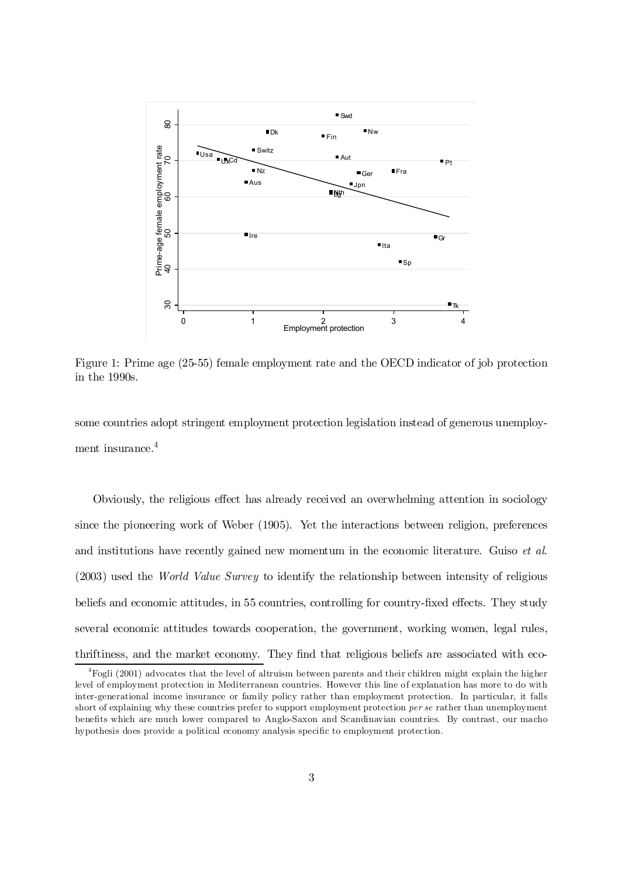Figure 1: Prime age (25-55) female employment rate and the OECD indicator of job protection in the 1990s.

some countries adopt stringent employment protection legislation instead of generous unemployment insurance.[4]

Obviously, the religious effect has already received an overwhelming attention in sociology since the pioneering work of Weber (1905). Yet the interactions between religion, preferences and institutions have recently gained new momentum in the economic literature. Guiso *et al.* (2003) used the *World Value Survey* to identify the relationship between intensity of religious beliefs and economic attitudes, in 55 countries, controlling for country-fixed effects. They study several economic attitudes towards cooperation, the government, working women, legal rules, thriftiness, and the market economy. They find that religious beliefs are associated with eco-

[4] Fogli (2001) advocates that the level of altruism between parents and their children might explain the higher level of employment protection in Mediterranean countries. However this line of explanation has more to do with inter-generational income insurance or family policy rather than employment protection. In particular, it falls short of explaining why these countries prefer to support employment protection *per se* rather than unemployment benefits which are much lower compared to Anglo-Saxon and Scandinavian countries. By contrast, our macho hypothesis does provide a political economy analysis specific to employment protection.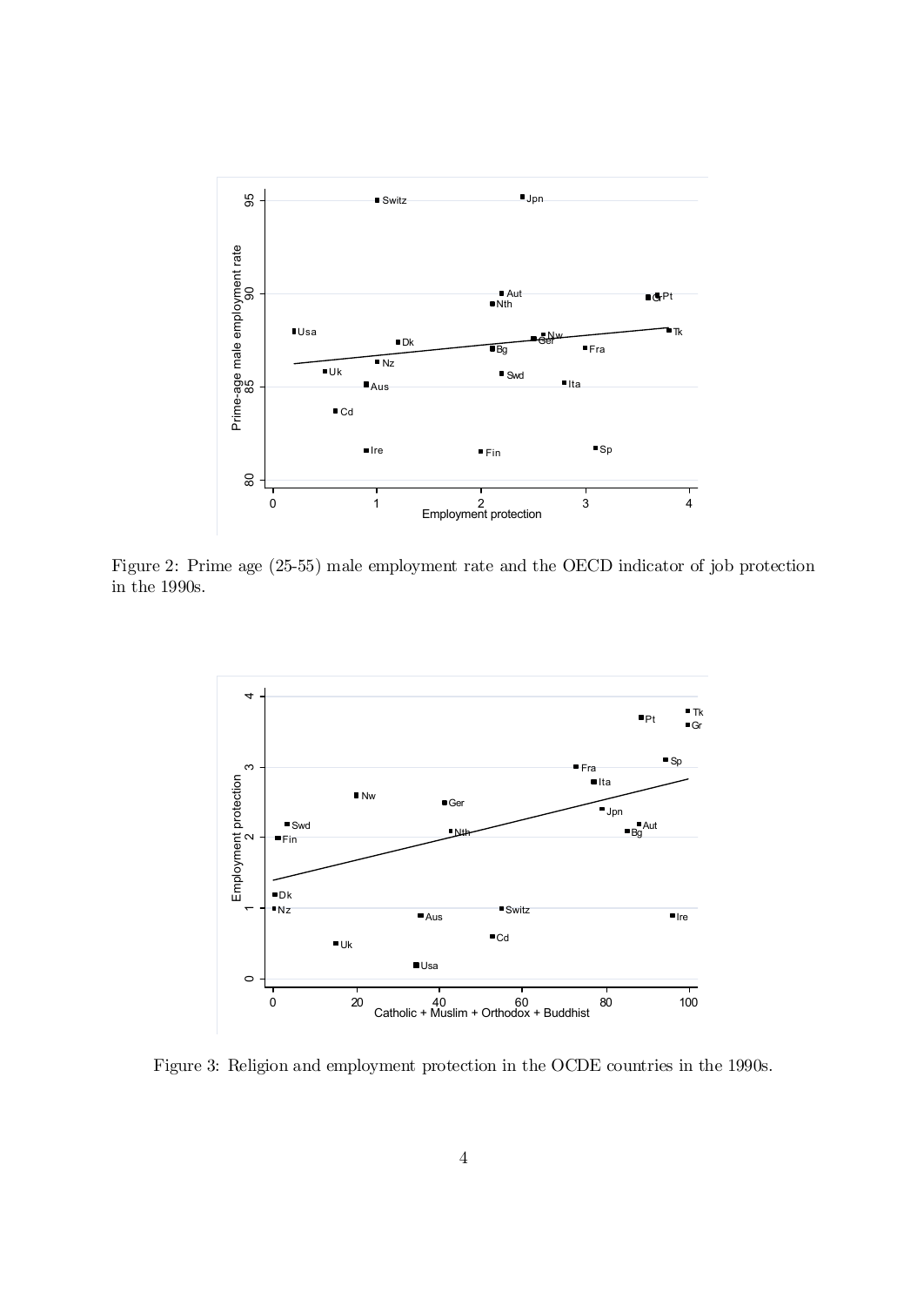Figure 2: Prime age (25-55) male employment rate and the OECD indicator of job protection in the 1990s.

Figure 3: Religion and employment protection in the OCDE countries in the 1990s.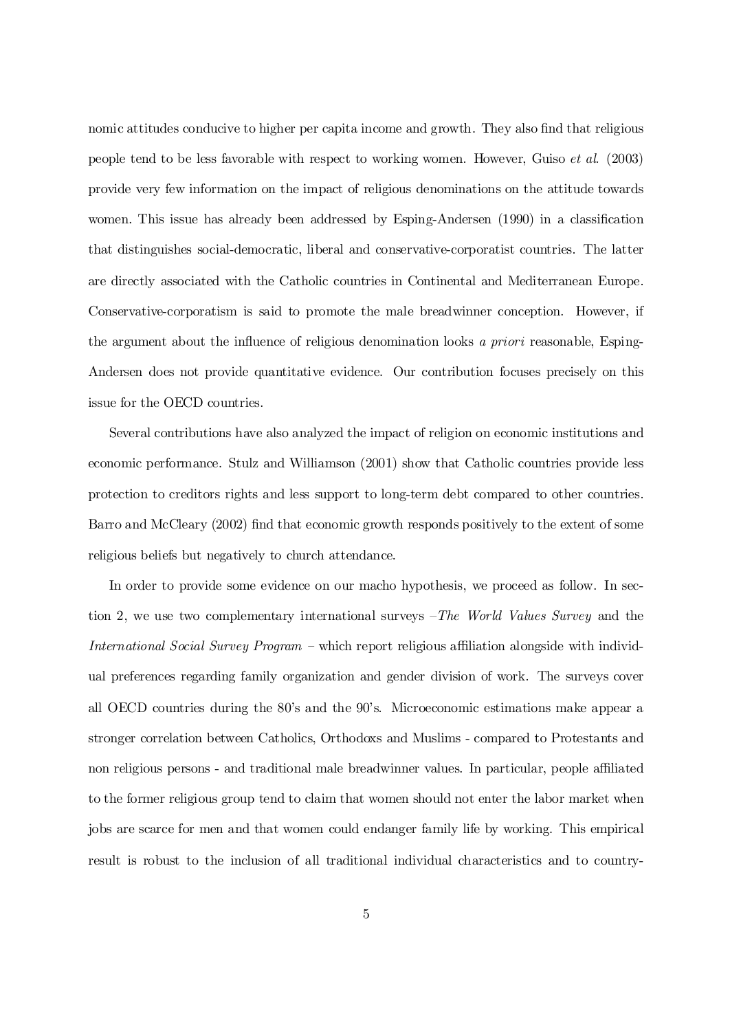nomic attitudes conducive to higher per capita income and growth. They also find that religious people tend to be less favorable with respect to working women. However, Guiso *et al.* (2003) provide very few information on the impact of religious denominations on the attitude towards women. This issue has already been addressed by Esping-Andersen (1990) in a classification that distinguishes social-democratic, liberal and conservative-corporatist countries. The latter are directly associated with the Catholic countries in Continental and Mediterranean Europe. Conservative-corporatism is said to promote the male breadwinner conception. However, if the argument about the influence of religious denomination looks *a priori* reasonable, Esping-Andersen does not provide quantitative evidence. Our contribution focuses precisely on this issue for the OECD countries.

Several contributions have also analyzed the impact of religion on economic institutions and economic performance. Stulz and Williamson (2001) show that Catholic countries provide less protection to creditors rights and less support to long-term debt compared to other countries. Barro and McCleary (2002) find that economic growth responds positively to the extent of some religious beliefs but negatively to church attendance.

In order to provide some evidence on our macho hypothesis, we proceed as follow. In section 2, we use two complementary international surveys –*The World Values Survey* and the *International Social Survey Program* – which report religious affiliation alongside with individual preferences regarding family organization and gender division of work. The surveys cover all OECD countries during the 80's and the 90's. Microeconomic estimations make appear a stronger correlation between Catholics, Orthodoxs and Muslims - compared to Protestants and non religious persons - and traditional male breadwinner values. In particular, people affiliated to the former religious group tend to claim that women should not enter the labor market when jobs are scarce for men and that women could endanger family life by working. This empirical result is robust to the inclusion of all traditional individual characteristics and to country-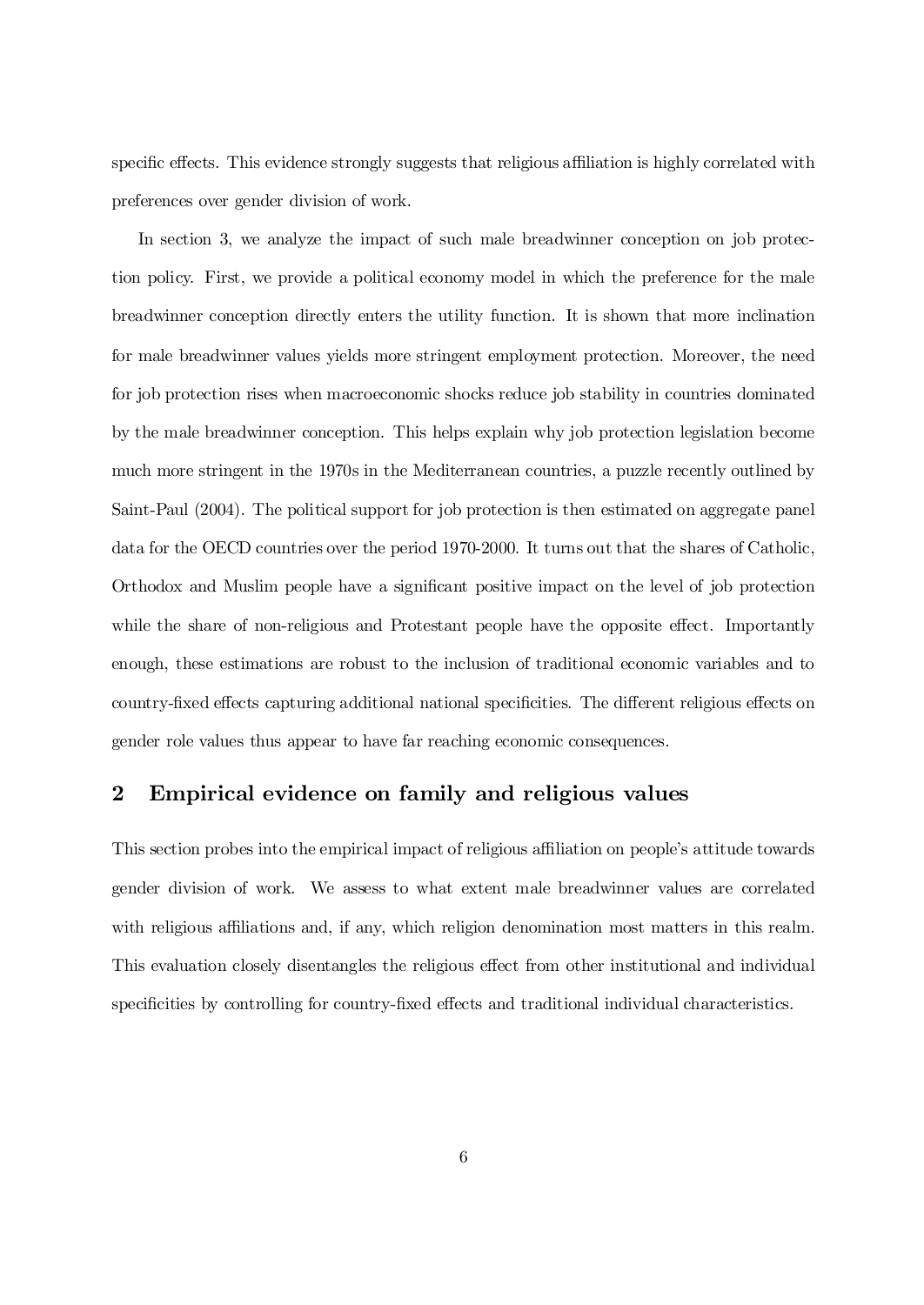specific effects. This evidence strongly suggests that religious affiliation is highly correlated with preferences over gender division of work.

In section 3, we analyze the impact of such male breadwinner conception on job protection policy. First, we provide a political economy model in which the preference for the male breadwinner conception directly enters the utility function. It is shown that more inclination for male breadwinner values yields more stringent employment protection. Moreover, the need for job protection rises when macroeconomic shocks reduce job stability in countries dominated by the male breadwinner conception. This helps explain why job protection legislation become much more stringent in the 1970s in the Mediterranean countries, a puzzle recently outlined by Saint-Paul (2004). The political support for job protection is then estimated on aggregate panel data for the OECD countries over the period 1970-2000. It turns out that the shares of Catholic, Orthodox and Muslim people have a significant positive impact on the level of job protection while the share of non-religious and Protestant people have the opposite effect. Importantly enough, these estimations are robust to the inclusion of traditional economic variables and to country-fixed effects capturing additional national specificities. The different religious effects on gender role values thus appear to have far reaching economic consequences.

## 2 Empirical evidence on family and religious values

This section probes into the empirical impact of religious affiliation on people's attitude towards gender division of work. We assess to what extent male breadwinner values are correlated with religious affiliations and, if any, which religion denomination most matters in this realm. This evaluation closely disentangles the religious effect from other institutional and individual specificities by controlling for country-fixed effects and traditional individual characteristics.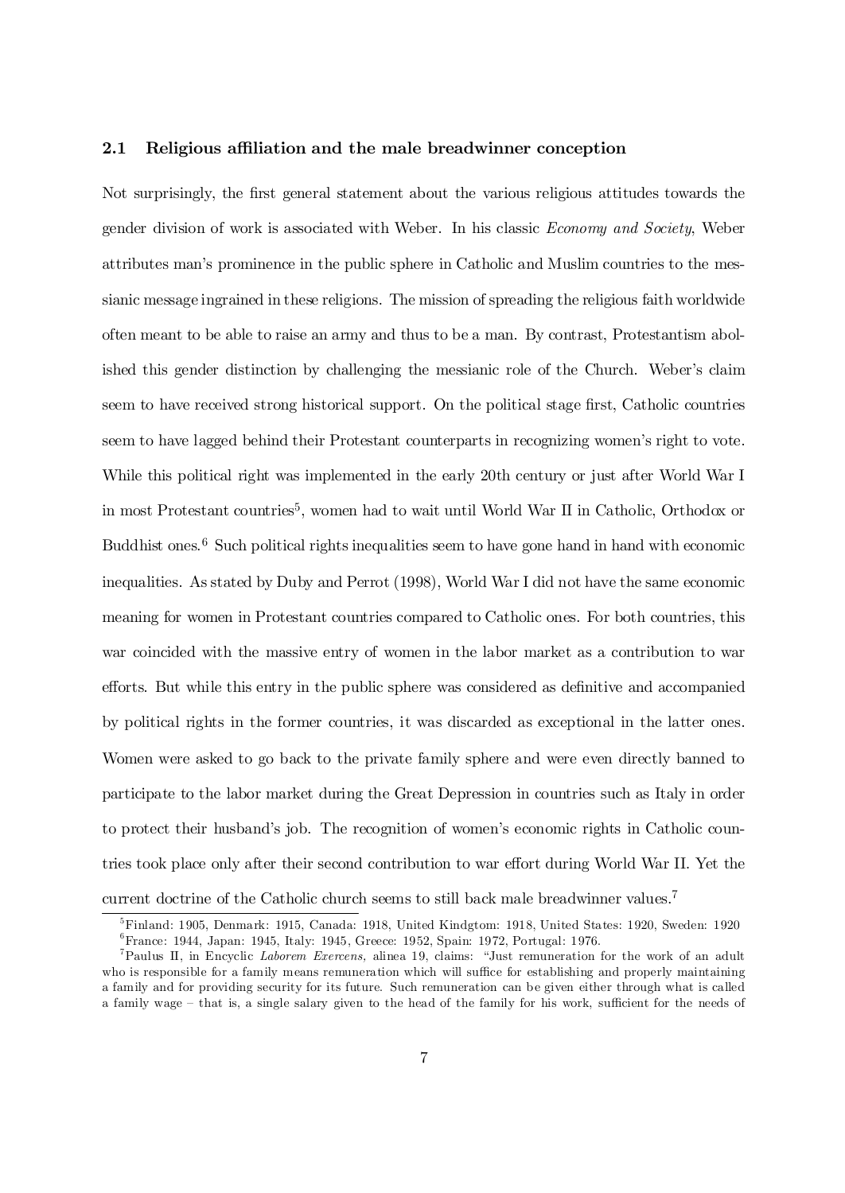### 2.1 Religious affiliation and the male breadwinner conception

Not surprisingly, the first general statement about the various religious attitudes towards the gender division of work is associated with Weber. In his classic *Economy and Society*, Weber attributes man's prominence in the public sphere in Catholic and Muslim countries to the messianic message ingrained in these religions. The mission of spreading the religious faith worldwide often meant to be able to raise an army and thus to be a man. By contrast, Protestantism abolished this gender distinction by challenging the messianic role of the Church. Weber's claim seem to have received strong historical support. On the political stage first, Catholic countries seem to have lagged behind their Protestant counterparts in recognizing women's right to vote. While this political right was implemented in the early 20th century or just after World War I in most Protestant countries[5], women had to wait until World War II in Catholic, Orthodox or Buddhist ones.[6] Such political rights inequalities seem to have gone hand in hand with economic inequalities. As stated by Duby and Perrot (1998), World War I did not have the same economic meaning for women in Protestant countries compared to Catholic ones. For both countries, this war coincided with the massive entry of women in the labor market as a contribution to war efforts. But while this entry in the public sphere was considered as definitive and accompanied by political rights in the former countries, it was discarded as exceptional in the latter ones. Women were asked to go back to the private family sphere and were even directly banned to participate to the labor market during the Great Depression in countries such as Italy in order to protect their husband's job. The recognition of women's economic rights in Catholic countries took place only after their second contribution to war effort during World War II. Yet the current doctrine of the Catholic church seems to still back male breadwinner values.[7]

---

[5] Finland: 1905, Denmark: 1915, Canada: 1918, United Kindgtom: 1918, United States: 1920, Sweden: 1920

[6] France: 1944, Japan: 1945, Italy: 1945, Greece: 1952, Spain: 1972, Portugal: 1976.

[7] Paulus II, in Encyclic *Laborem Exercens*, alinea 19, claims: "Just remuneration for the work of an adult who is responsible for a family means remuneration which will suffice for establishing and properly maintaining a family and for providing security for its future. Such remuneration can be given either through what is called a family wage – that is, a single salary given to the head of the family for his work, sufficient for the needs of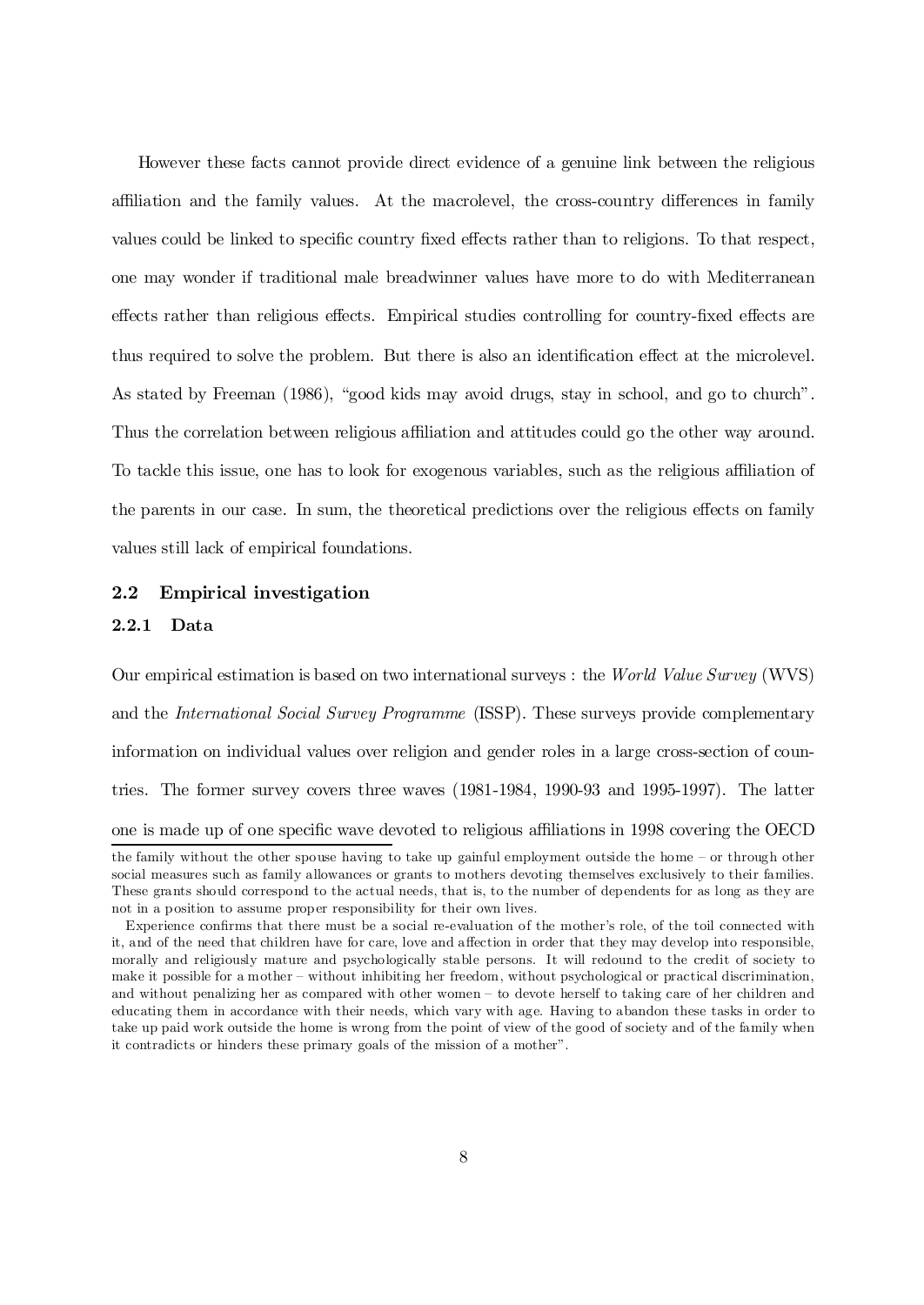However these facts cannot provide direct evidence of a genuine link between the religious affiliation and the family values. At the macrolevel, the cross-country differences in family values could be linked to specific country fixed effects rather than to religions. To that respect, one may wonder if traditional male breadwinner values have more to do with Mediterranean effects rather than religious effects. Empirical studies controlling for country-fixed effects are thus required to solve the problem. But there is also an identification effect at the microlevel. As stated by Freeman (1986), "good kids may avoid drugs, stay in school, and go to church". Thus the correlation between religious affiliation and attitudes could go the other way around. To tackle this issue, one has to look for exogenous variables, such as the religious affiliation of the parents in our case. In sum, the theoretical predictions over the religious effects on family values still lack of empirical foundations.

## 2.2 Empirical investigation

### 2.2.1 Data

Our empirical estimation is based on two international surveys : the *World Value Survey* (WVS) and the *International Social Survey Programme* (ISSP). These surveys provide complementary information on individual values over religion and gender roles in a large cross-section of countries. The former survey covers three waves (1981-1984, 1990-93 and 1995-1997). The latter one is made up of one specific wave devoted to religious affiliations in 1998 covering the OECD

---

the family without the other spouse having to take up gainful employment outside the home – or through other social measures such as family allowances or grants to mothers devoting themselves exclusively to their families. These grants should correspond to the actual needs, that is, to the number of dependents for as long as they are not in a position to assume proper responsibility for their own lives.

Experience confirms that there must be a social re-evaluation of the mother's role, of the toil connected with it, and of the need that children have for care, love and affection in order that they may develop into responsible, morally and religiously mature and psychologically stable persons. It will redound to the credit of society to make it possible for a mother – without inhibiting her freedom, without psychological or practical discrimination, and without penalizing her as compared with other women – to devote herself to taking care of her children and educating them in accordance with their needs, which vary with age. Having to abandon these tasks in order to take up paid work outside the home is wrong from the point of view of the good of society and of the family when it contradicts or hinders these primary goals of the mission of a mother".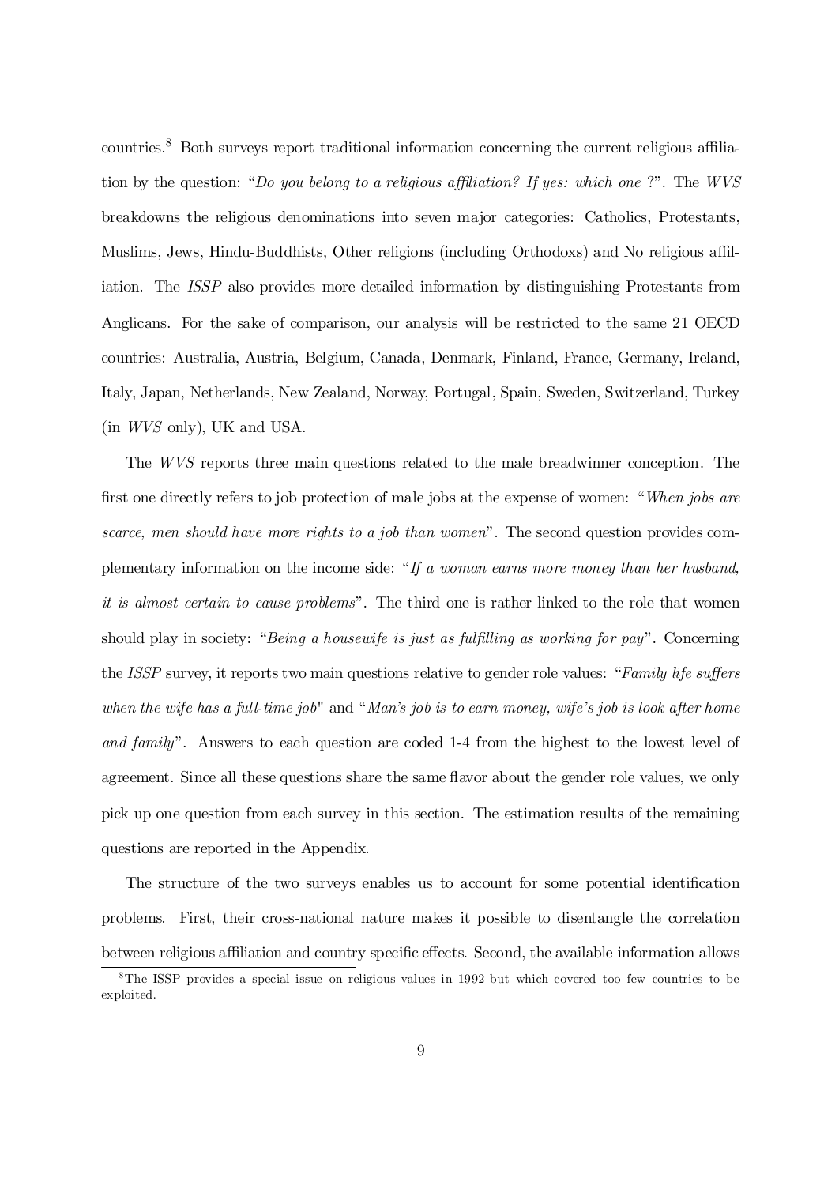countries.[8] Both surveys report traditional information concerning the current religious affiliation by the question: "*Do you belong to a religious affiliation? If yes: which one* ?". The *WVS* breakdowns the religious denominations into seven major categories: Catholics, Protestants, Muslims, Jews, Hindu-Buddhists, Other religions (including Orthodoxs) and No religious affiliation. The *ISSP* also provides more detailed information by distinguishing Protestants from Anglicans. For the sake of comparison, our analysis will be restricted to the same 21 OECD countries: Australia, Austria, Belgium, Canada, Denmark, Finland, France, Germany, Ireland, Italy, Japan, Netherlands, New Zealand, Norway, Portugal, Spain, Sweden, Switzerland, Turkey (in *WVS* only), UK and USA.

The *WVS* reports three main questions related to the male breadwinner conception. The first one directly refers to job protection of male jobs at the expense of women: "*When jobs are scarce, men should have more rights to a job than women*". The second question provides complementary information on the income side: "*If a woman earns more money than her husband, it is almost certain to cause problems*". The third one is rather linked to the role that women should play in society: "*Being a housewife is just as fulfilling as working for pay*". Concerning the *ISSP* survey, it reports two main questions relative to gender role values: "*Family life suffers when the wife has a full-time job*" and "*Man's job is to earn money, wife's job is look after home and family*". Answers to each question are coded 1-4 from the highest to the lowest level of agreement. Since all these questions share the same flavor about the gender role values, we only pick up one question from each survey in this section. The estimation results of the remaining questions are reported in the Appendix.

The structure of the two surveys enables us to account for some potential identification problems. First, their cross-national nature makes it possible to disentangle the correlation between religious affiliation and country specific effects. Second, the available information allows

[8] The ISSP provides a special issue on religious values in 1992 but which covered too few countries to be exploited.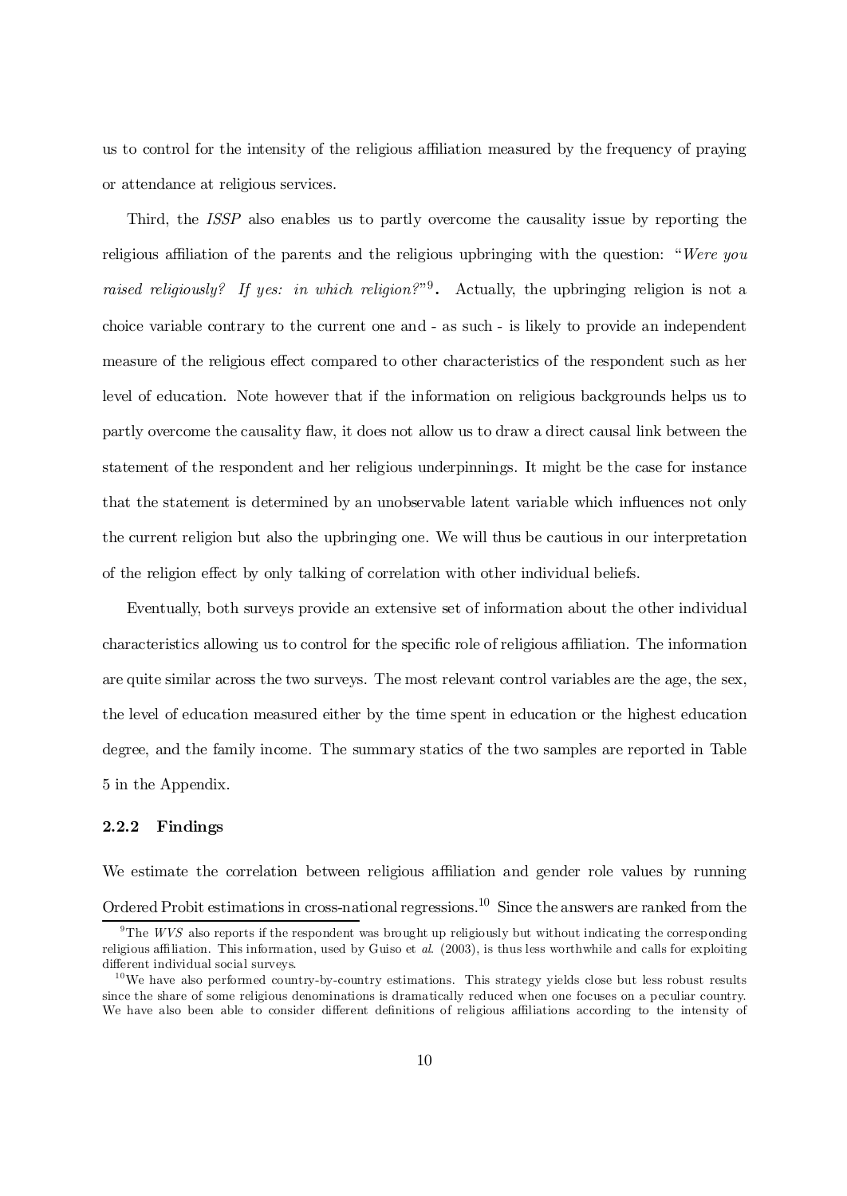us to control for the intensity of the religious affiliation measured by the frequency of praying or attendance at religious services.

Third, the *ISSP* also enables us to partly overcome the causality issue by reporting the religious affiliation of the parents and the religious upbringing with the question: "*Were you raised religiously? If yes: in which religion?*"[9]. Actually, the upbringing religion is not a choice variable contrary to the current one and - as such - is likely to provide an independent measure of the religious effect compared to other characteristics of the respondent such as her level of education. Note however that if the information on religious backgrounds helps us to partly overcome the causality flaw, it does not allow us to draw a direct causal link between the statement of the respondent and her religious underpinnings. It might be the case for instance that the statement is determined by an unobservable latent variable which influences not only the current religion but also the upbringing one. We will thus be cautious in our interpretation of the religion effect by only talking of correlation with other individual beliefs.

Eventually, both surveys provide an extensive set of information about the other individual characteristics allowing us to control for the specific role of religious affiliation. The information are quite similar across the two surveys. The most relevant control variables are the age, the sex, the level of education measured either by the time spent in education or the highest education degree, and the family income. The summary statics of the two samples are reported in Table 5 in the Appendix.

#### 2.2.2 Findings

We estimate the correlation between religious affiliation and gender role values by running Ordered Probit estimations in cross-national regressions.[10] Since the answers are ranked from the

[9] The *WVS* also reports if the respondent was brought up religiously but without indicating the corresponding religious affiliation. This information, used by Guiso et *al.* (2003), is thus less worthwhile and calls for exploiting different individual social surveys.

[10] We have also performed country-by-country estimations. This strategy yields close but less robust results since the share of some religious denominations is dramatically reduced when one focuses on a peculiar country. We have also been able to consider different definitions of religious affiliations according to the intensity of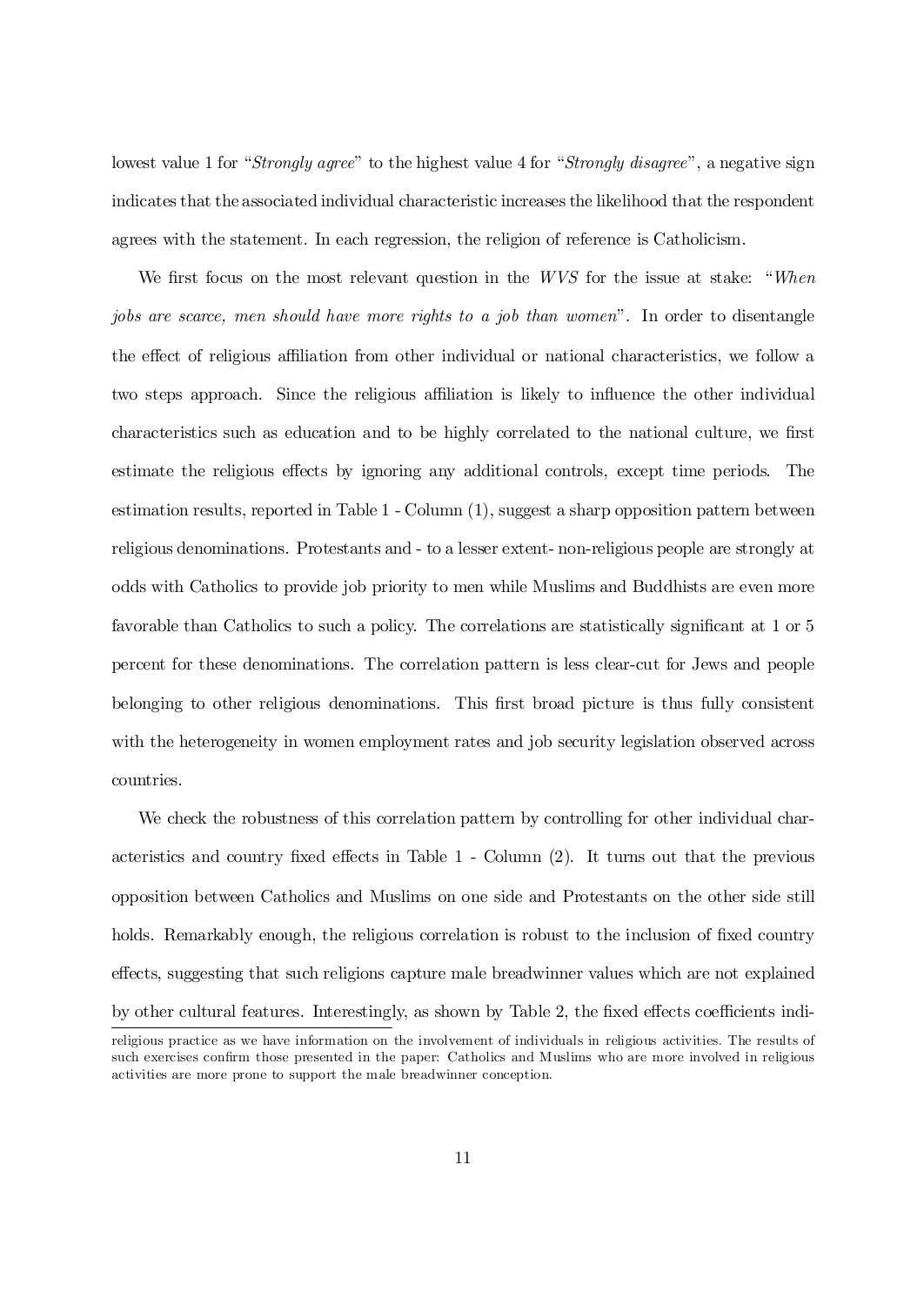lowest value 1 for "*Strongly agree*" to the highest value 4 for "*Strongly disagree*", a negative sign indicates that the associated individual characteristic increases the likelihood that the respondent agrees with the statement. In each regression, the religion of reference is Catholicism.

We first focus on the most relevant question in the *WVS* for the issue at stake: "*When jobs are scarce, men should have more rights to a job than women*". In order to disentangle the effect of religious affiliation from other individual or national characteristics, we follow a two steps approach. Since the religious affiliation is likely to influence the other individual characteristics such as education and to be highly correlated to the national culture, we first estimate the religious effects by ignoring any additional controls, except time periods. The estimation results, reported in Table 1 - Column (1), suggest a sharp opposition pattern between religious denominations. Protestants and - to a lesser extent- non-religious people are strongly at odds with Catholics to provide job priority to men while Muslims and Buddhists are even more favorable than Catholics to such a policy. The correlations are statistically significant at 1 or 5 percent for these denominations. The correlation pattern is less clear-cut for Jews and people belonging to other religious denominations. This first broad picture is thus fully consistent with the heterogeneity in women employment rates and job security legislation observed across countries.

We check the robustness of this correlation pattern by controlling for other individual characteristics and country fixed effects in Table 1 - Column (2). It turns out that the previous opposition between Catholics and Muslims on one side and Protestants on the other side still holds. Remarkably enough, the religious correlation is robust to the inclusion of fixed country effects, suggesting that such religions capture male breadwinner values which are not explained by other cultural features. Interestingly, as shown by Table 2, the fixed effects coefficients indi-

religious practice as we have information on the involvement of individuals in religious activities. The results of such exercises confirm those presented in the paper: Catholics and Muslims who are more involved in religious activities are more prone to support the male breadwinner conception.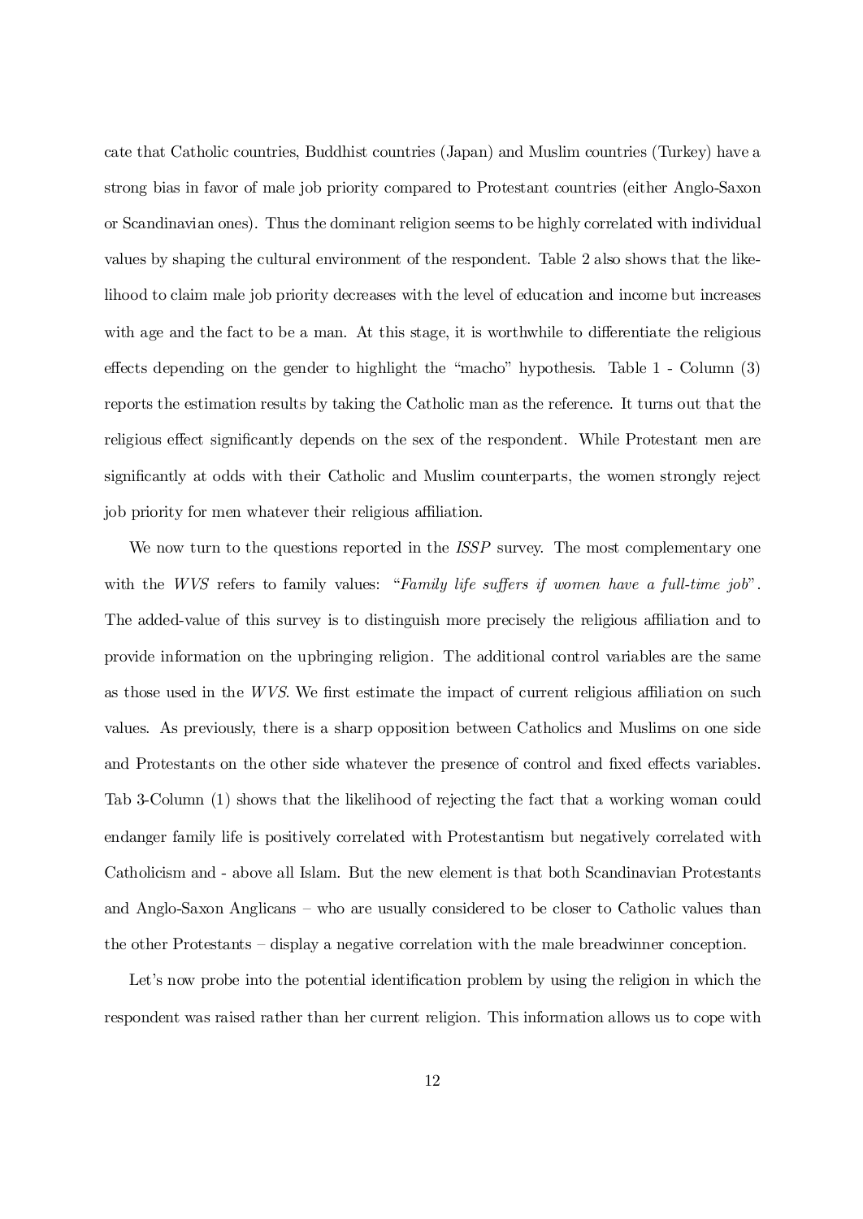cate that Catholic countries, Buddhist countries (Japan) and Muslim countries (Turkey) have a strong bias in favor of male job priority compared to Protestant countries (either Anglo-Saxon or Scandinavian ones). Thus the dominant religion seems to be highly correlated with individual values by shaping the cultural environment of the respondent. Table 2 also shows that the likelihood to claim male job priority decreases with the level of education and income but increases with age and the fact to be a man. At this stage, it is worthwhile to differentiate the religious effects depending on the gender to highlight the "macho" hypothesis. Table 1 - Column (3) reports the estimation results by taking the Catholic man as the reference. It turns out that the religious effect significantly depends on the sex of the respondent. While Protestant men are significantly at odds with their Catholic and Muslim counterparts, the women strongly reject job priority for men whatever their religious affiliation.

We now turn to the questions reported in the *ISSP* survey. The most complementary one with the *WVS* refers to family values: "*Family life suffers if women have a full-time job*". The added-value of this survey is to distinguish more precisely the religious affiliation and to provide information on the upbringing religion. The additional control variables are the same as those used in the *WVS*. We first estimate the impact of current religious affiliation on such values. As previously, there is a sharp opposition between Catholics and Muslims on one side and Protestants on the other side whatever the presence of control and fixed effects variables. Tab 3-Column (1) shows that the likelihood of rejecting the fact that a working woman could endanger family life is positively correlated with Protestantism but negatively correlated with Catholicism and - above all Islam. But the new element is that both Scandinavian Protestants and Anglo-Saxon Anglicans – who are usually considered to be closer to Catholic values than the other Protestants – display a negative correlation with the male breadwinner conception.

Let's now probe into the potential identification problem by using the religion in which the respondent was raised rather than her current religion. This information allows us to cope with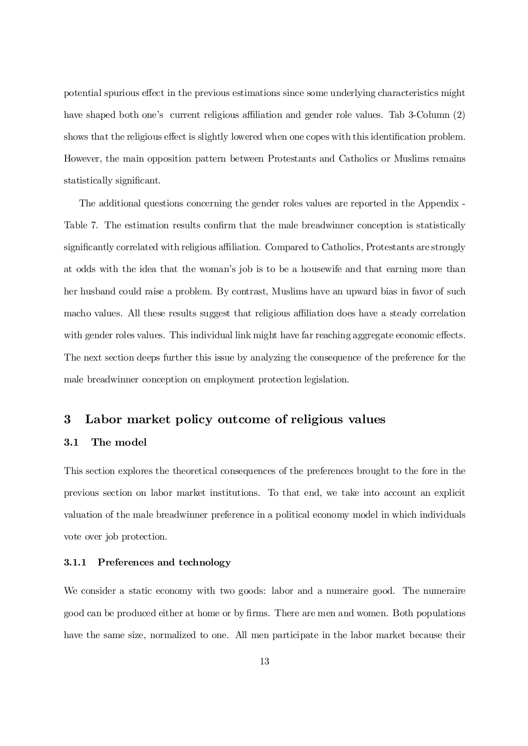potential spurious effect in the previous estimations since some underlying characteristics might have shaped both one's current religious affiliation and gender role values. Tab 3-Column (2) shows that the religious effect is slightly lowered when one copes with this identification problem. However, the main opposition pattern between Protestants and Catholics or Muslims remains statistically significant.

The additional questions concerning the gender roles values are reported in the Appendix - Table 7. The estimation results confirm that the male breadwinner conception is statistically significantly correlated with religious affiliation. Compared to Catholics, Protestants are strongly at odds with the idea that the woman's job is to be a housewife and that earning more than her husband could raise a problem. By contrast, Muslims have an upward bias in favor of such macho values. All these results suggest that religious affiliation does have a steady correlation with gender roles values. This individual link might have far reaching aggregate economic effects. The next section deeps further this issue by analyzing the consequence of the preference for the male breadwinner conception on employment protection legislation.

## 3 Labor market policy outcome of religious values

### 3.1 The model

This section explores the theoretical consequences of the preferences brought to the fore in the previous section on labor market institutions. To that end, we take into account an explicit valuation of the male breadwinner preference in a political economy model in which individuals vote over job protection.

#### 3.1.1 Preferences and technology

We consider a static economy with two goods: labor and a numeraire good. The numeraire good can be produced either at home or by firms. There are men and women. Both populations have the same size, normalized to one. All men participate in the labor market because their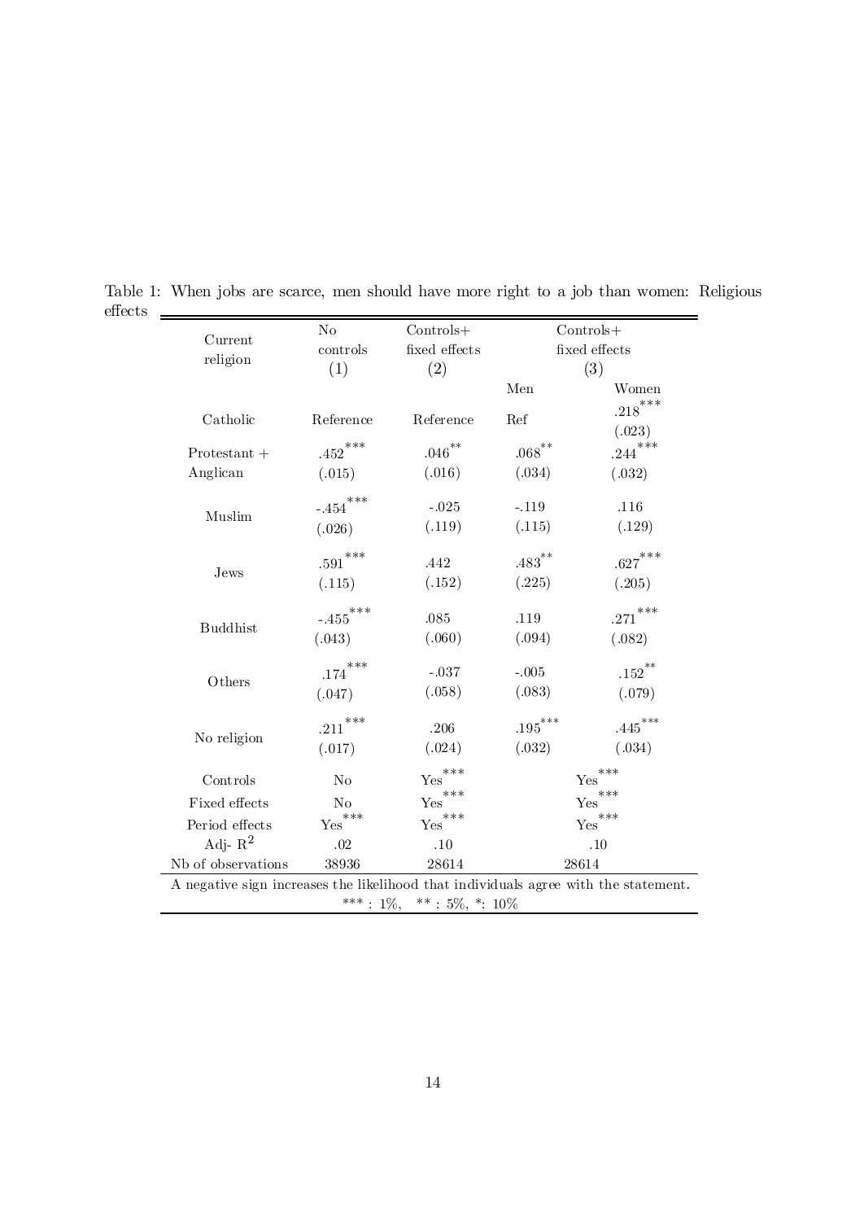Table 1: When jobs are scarce, men should have more right to a job than women: Religious effects

| Current religion | No controls (1) | Controls+ fixed effects (2) | Controls+ fixed effects (3) | |
|---|---|---|---|---|
| | | | Men | Women |
| Catholic | Reference | Reference | Ref | .218*** (.023) |
| Protestant + Anglican | .452*** (.015) | .046** (.016) | .068** (.034) | .244*** (.032) |
| Muslim | -.454*** (.026) | -.025 (.119) | -.119 (.115) | .116 (.129) |
| Jews | .591*** (.115) | .442 (.152) | .483** (.225) | .627*** (.205) |
| Buddhist | -.455*** (.043) | .085 (.060) | .119 (.094) | .271*** (.082) |
| Others | .174*** (.047) | -.037 (.058) | -.005 (.083) | .152** (.079) |
| No religion | .211*** (.017) | .206 (.024) | .195*** (.032) | .445*** (.034) |
| Controls | No | Yes*** | Yes*** | |
| Fixed effects | No | Yes*** | Yes*** | |
| Period effects | Yes*** | Yes*** | Yes*** | |
| Adj- $R^2$ | .02 | .10 | .10 | |
| Nb of observations | 38936 | 28614 | 28614 | |

A negative sign increases the likelihood that individuals agree with the statement.

*** : 1%, ** : 5%, *: 10%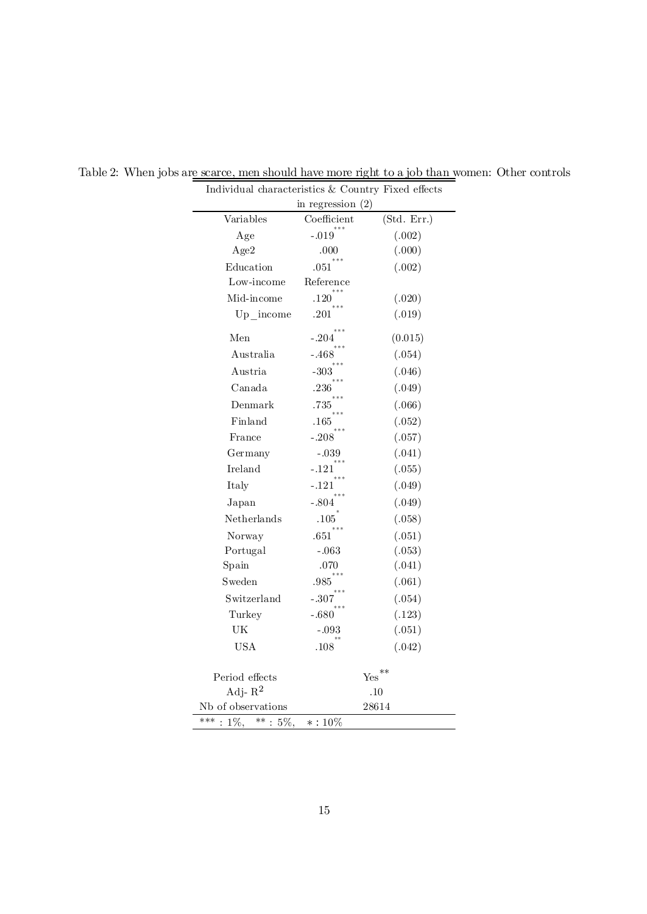Table 2: When jobs are scarce, men should have more right to a job than women: Other controls

| Individual characteristics & Country Fixed effects in regression (2) | | |
|---|---|---|
| Variables | Coefficient | (Std. Err.) |
| Age | -.019*** | (.002) |
| Age2 | .000 | (.000) |
| Education | .051*** | (.002) |
| Low-income | Reference | |
| Mid-income | .120*** | (.020) |
| Up_income | .201*** | (.019) |
| Men | -.204*** | (0.015) |
| Australia | -.468*** | (.054) |
| Austria | -303*** | (.046) |
| Canada | .236*** | (.049) |
| Denmark | .735*** | (.066) |
| Finland | .165*** | (.052) |
| France | -.208*** | (.057) |
| Germany | -.039 | (.041) |
| Ireland | -.121*** | (.055) |
| Italy | -.121*** | (.049) |
| Japan | -.804*** | (.049) |
| Netherlands | .105* | (.058) |
| Norway | .651*** | (.051) |
| Portugal | -.063 | (.053) |
| Spain | .070 | (.041) |
| Sweden | .985*** | (.061) |
| Switzerland | -.307*** | (.054) |
| Turkey | -.680*** | (.123) |
| UK | -.093 | (.051) |
| USA | .108** | (.042) |
| Period effects | Yes** | |
| Adj- $R^2$ | .10 | |
| Nb of observations | 28614 | |

*** : 1%, ** : 5%, * : 10%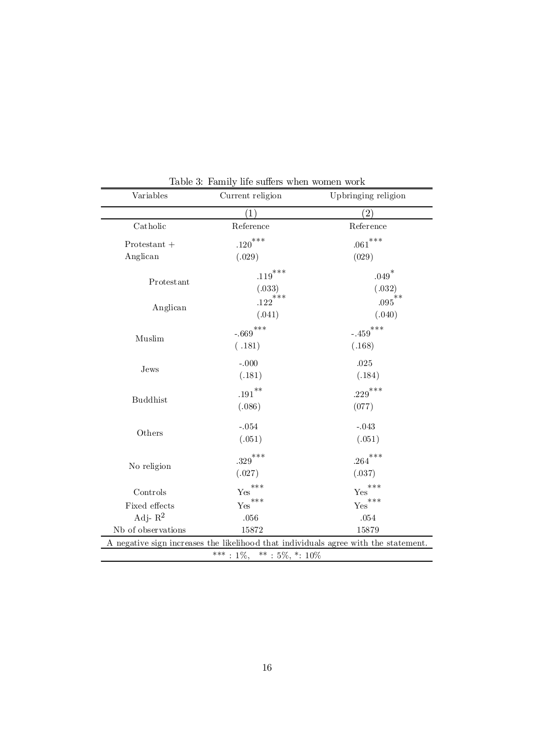Table 3: Family life suffers when women work

| Variables | Current religion | Upbringing religion |
|---|---|---|
| | (1) | (2) |
| Catholic | Reference | Reference |
| Protestant + Anglican | .120*** (.029) | .061*** (029) |
| Protestant | .119*** (.033) | .049* (.032) |
| Anglican | .122*** (.041) | .095** (.040) |
| Muslim | -.669*** ( .181) | -.459*** (.168) |
| Jews | -.000 (.181) | .025 (.184) |
| Buddhist | .191** (.086) | .229*** (077) |
| Others | -.054 (.051) | -.043 (.051) |
| No religion | .329*** (.027) | .264*** (.037) |
| Controls | Yes*** | Yes*** |
| Fixed effects | Yes*** | Yes*** |
| Adj- $R^2$ | .056 | .054 |
| Nb of observations | 15872 | 15879 |

A negative sign increases the likelihood that individuals agree with the statement.

*** : 1%, ** : 5%, *: 10%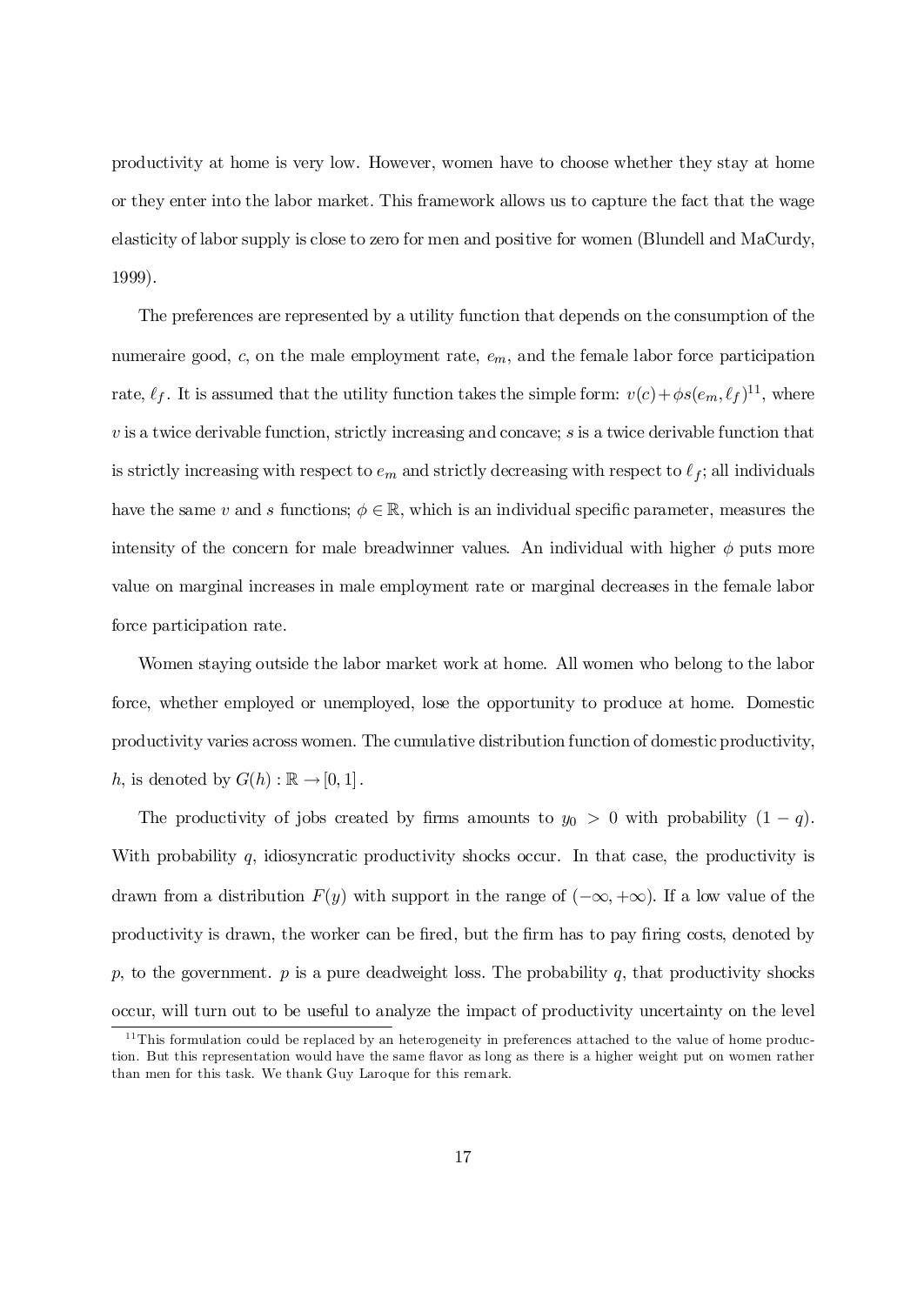productivity at home is very low. However, women have to choose whether they stay at home or they enter into the labor market. This framework allows us to capture the fact that the wage elasticity of labor supply is close to zero for men and positive for women (Blundell and MaCurdy, 1999).

The preferences are represented by a utility function that depends on the consumption of the numeraire good, $c$, on the male employment rate, $e_m$, and the female labor force participation rate, $\ell_f$. It is assumed that the utility function takes the simple form: $v(c)+\phi s(e_m, \ell_f)$[11], where $v$ is a twice derivable function, strictly increasing and concave; $s$ is a twice derivable function that is strictly increasing with respect to $e_m$ and strictly decreasing with respect to $\ell_f$; all individuals have the same $v$ and $s$ functions; $\phi \in \mathbb{R}$, which is an individual specific parameter, measures the intensity of the concern for male breadwinner values. An individual with higher $\phi$ puts more value on marginal increases in male employment rate or marginal decreases in the female labor force participation rate.

Women staying outside the labor market work at home. All women who belong to the labor force, whether employed or unemployed, lose the opportunity to produce at home. Domestic productivity varies across women. The cumulative distribution function of domestic productivity, $h$, is denoted by $G(h) : \mathbb{R} \rightarrow [0, 1]$.

The productivity of jobs created by firms amounts to $y_0 > 0$ with probability $(1 - q)$. With probability $q$, idiosyncratic productivity shocks occur. In that case, the productivity is drawn from a distribution $F(y)$ with support in the range of $(-\infty, +\infty)$. If a low value of the productivity is drawn, the worker can be fired, but the firm has to pay firing costs, denoted by $p$, to the government. $p$ is a pure deadweight loss. The probability $q$, that productivity shocks occur, will turn out to be useful to analyze the impact of productivity uncertainty on the level

[11] This formulation could be replaced by an heterogeneity in preferences attached to the value of home production. But this representation would have the same flavor as long as there is a higher weight put on women rather than men for this task. We thank Guy Laroque for this remark.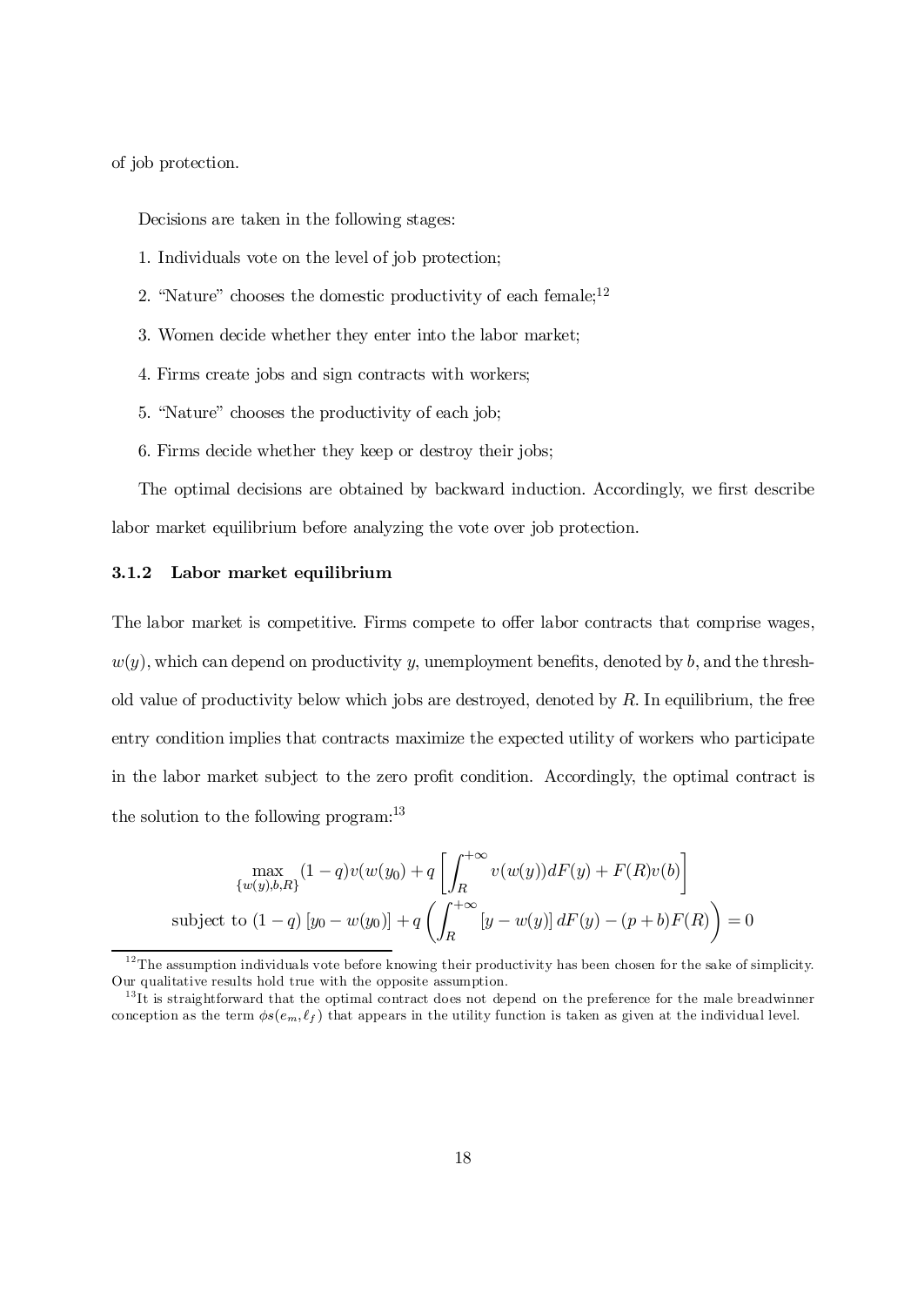of job protection.

Decisions are taken in the following stages:

1. Individuals vote on the level of job protection;
2. "Nature" chooses the domestic productivity of each female;[12]
3. Women decide whether they enter into the labor market;
4. Firms create jobs and sign contracts with workers;
5. "Nature" chooses the productivity of each job;
6. Firms decide whether they keep or destroy their jobs;

The optimal decisions are obtained by backward induction. Accordingly, we first describe labor market equilibrium before analyzing the vote over job protection.

### 3.1.2 Labor market equilibrium

The labor market is competitive. Firms compete to offer labor contracts that comprise wages, $w(y)$, which can depend on productivity $y$, unemployment benefits, denoted by $b$, and the threshold value of productivity below which jobs are destroyed, denoted by $R$. In equilibrium, the free entry condition implies that contracts maximize the expected utility of workers who participate in the labor market subject to the zero profit condition. Accordingly, the optimal contract is the solution to the following program:[13]

$$\max_{\{w(y),b,R\}} (1-q)v(w(y_0)) + q\left[\int_R^{+\infty} v(w(y))dF(y) + F(R)v(b)\right]$$

$$\text{subject to } (1-q)\left[y_0 - w(y_0)\right] + q\left(\int_R^{+\infty}\left[y - w(y)\right]dF(y) - (p+b)F(R)\right) = 0$$

[12] The assumption individuals vote before knowing their productivity has been chosen for the sake of simplicity. Our qualitative results hold true with the opposite assumption.

[13] It is straightforward that the optimal contract does not depend on the preference for the male breadwinner conception as the term $\phi s(e_m, \ell_f)$ that appears in the utility function is taken as given at the individual level.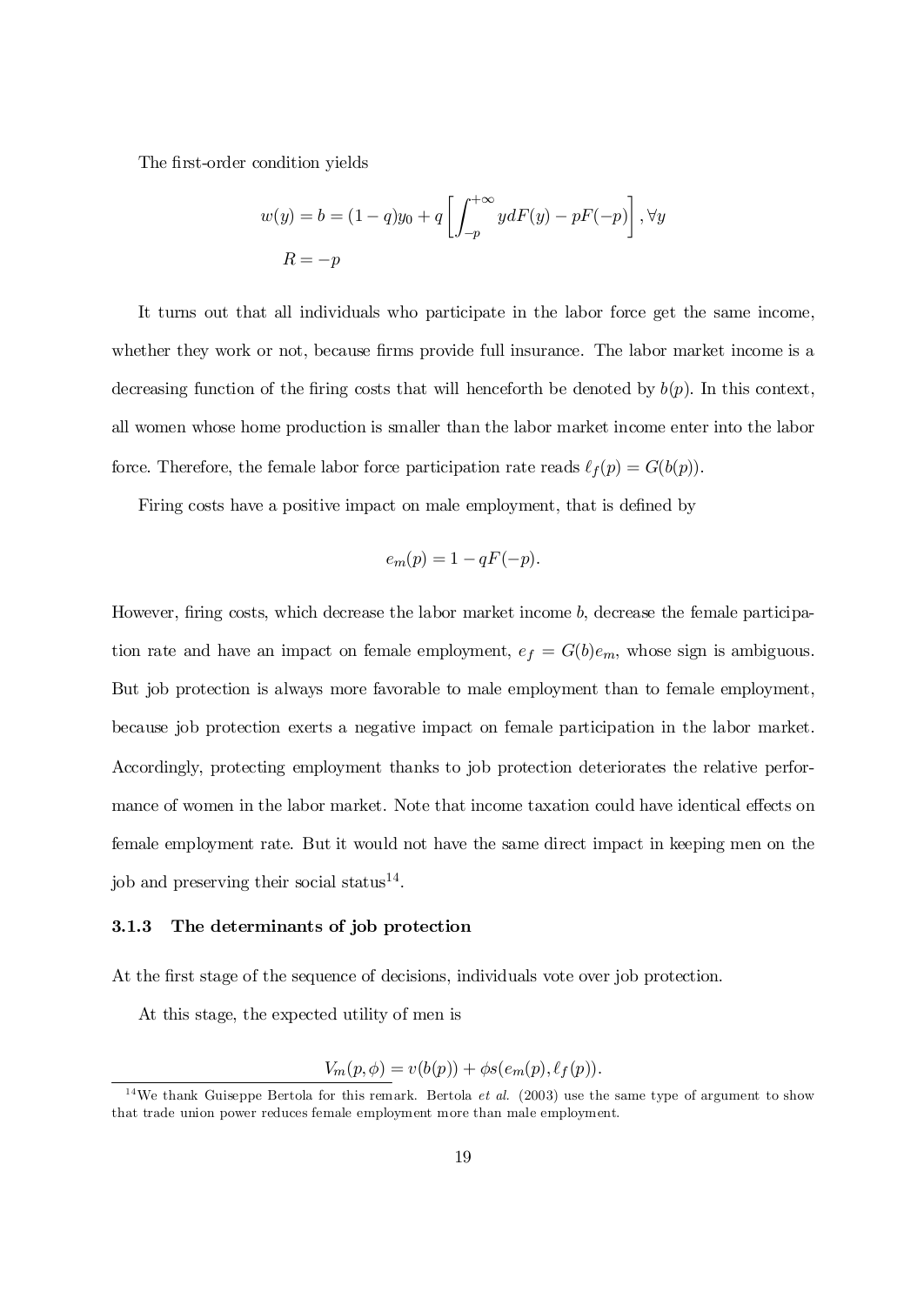The first-order condition yields

$$w(y) = b = (1-q)y_0 + q\left[\int_{-p}^{+\infty} ydF(y) - pF(-p)\right], \forall y$$

$$R = -p$$

It turns out that all individuals who participate in the labor force get the same income, whether they work or not, because firms provide full insurance. The labor market income is a decreasing function of the firing costs that will henceforth be denoted by $b(p)$. In this context, all women whose home production is smaller than the labor market income enter into the labor force. Therefore, the female labor force participation rate reads $\ell_f(p) = G(b(p))$.

Firing costs have a positive impact on male employment, that is defined by

$$e_m(p) = 1 - qF(-p).$$

However, firing costs, which decrease the labor market income $b$, decrease the female participation rate and have an impact on female employment, $e_f = G(b)e_m$, whose sign is ambiguous. But job protection is always more favorable to male employment than to female employment, because job protection exerts a negative impact on female participation in the labor market. Accordingly, protecting employment thanks to job protection deteriorates the relative performance of women in the labor market. Note that income taxation could have identical effects on female employment rate. But it would not have the same direct impact in keeping men on the job and preserving their social status[14].

### 3.1.3 The determinants of job protection

At the first stage of the sequence of decisions, individuals vote over job protection.

At this stage, the expected utility of men is

$$V_m(p, \phi) = v(b(p)) + \phi s(e_m(p), \ell_f(p)).$$

[14]We thank Guiseppe Bertola for this remark. Bertola *et al.* (2003) use the same type of argument to show that trade union power reduces female employment more than male employment.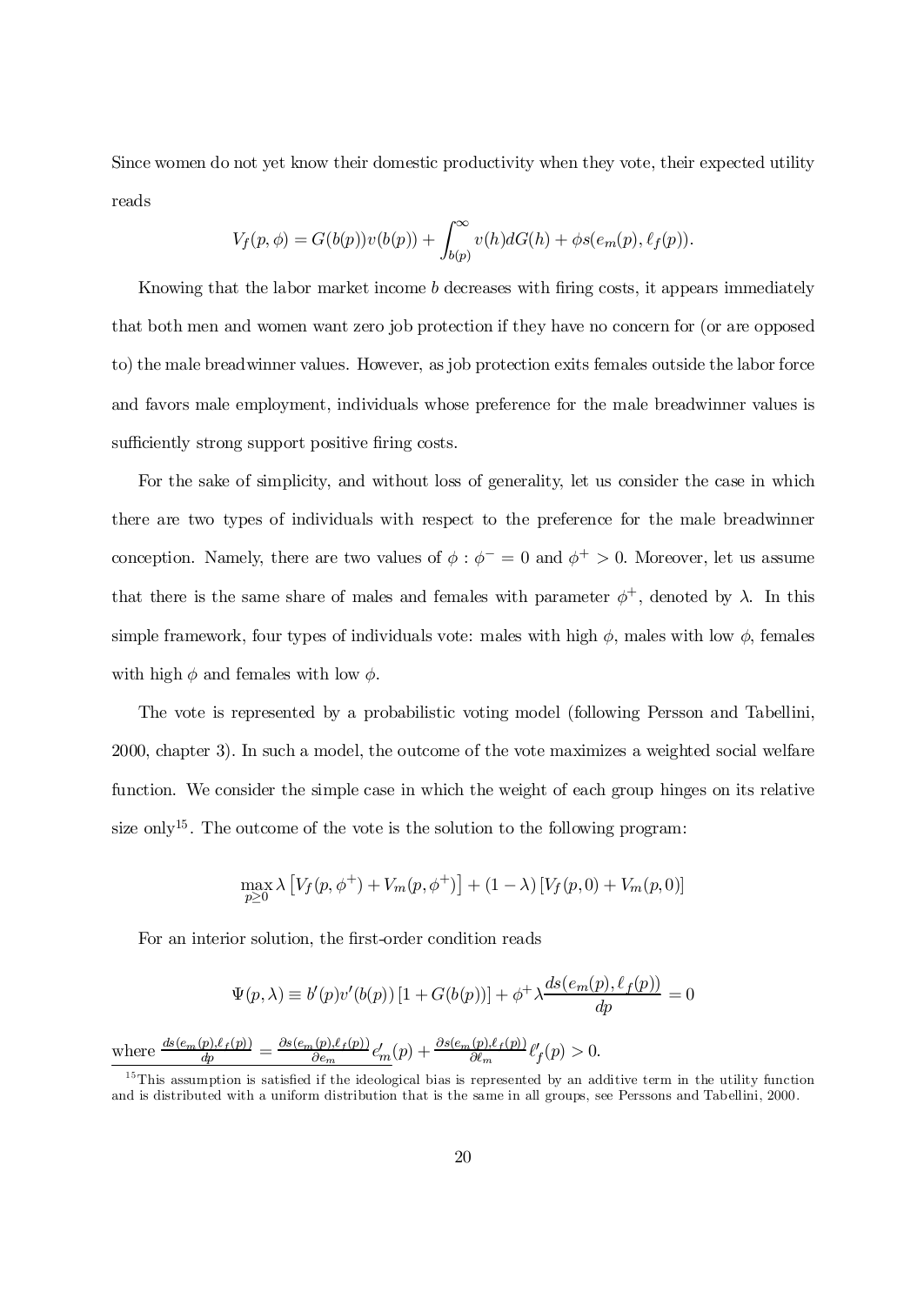Since women do not yet know their domestic productivity when they vote, their expected utility reads

$$V_f(p,\phi) = G(b(p))v(b(p)) + \int_{b(p)}^{\infty} v(h)dG(h) + \phi s(e_m(p), \ell_f(p)).$$

Knowing that the labor market income $b$ decreases with firing costs, it appears immediately that both men and women want zero job protection if they have no concern for (or are opposed to) the male breadwinner values. However, as job protection exits females outside the labor force and favors male employment, individuals whose preference for the male breadwinner values is sufficiently strong support positive firing costs.

For the sake of simplicity, and without loss of generality, let us consider the case in which there are two types of individuals with respect to the preference for the male breadwinner conception. Namely, there are two values of $\phi$ : $\phi^- = 0$ and $\phi^+ > 0$. Moreover, let us assume that there is the same share of males and females with parameter $\phi^+$, denoted by $\lambda$. In this simple framework, four types of individuals vote: males with high $\phi$, males with low $\phi$, females with high $\phi$ and females with low $\phi$.

The vote is represented by a probabilistic voting model (following Persson and Tabellini, 2000, chapter 3). In such a model, the outcome of the vote maximizes a weighted social welfare function. We consider the simple case in which the weight of each group hinges on its relative size only[15]. The outcome of the vote is the solution to the following program:

$$\max_{p \geq 0} \lambda \left[ V_f(p,\phi^+) + V_m(p,\phi^+) \right] + (1-\lambda) \left[ V_f(p,0) + V_m(p,0) \right]$$

For an interior solution, the first-order condition reads

$$\Psi(p,\lambda) \equiv b'(p)v'(b(p)) \left[ 1 + G(b(p)) \right] + \phi^+ \lambda \frac{ds(e_m(p), \ell_f(p))}{dp} = 0$$

where $\frac{ds(e_m(p),\ell_f(p))}{dp} = \frac{\partial s(e_m(p),\ell_f(p))}{\partial e_m} e_m'(p) + \frac{\partial s(e_m(p),\ell_f(p))}{\partial \ell_m} \ell_f'(p) > 0.$

[15] This assumption is satisfied if the ideological bias is represented by an additive term in the utility function and is distributed with a uniform distribution that is the same in all groups, see Perssons and Tabellini, 2000.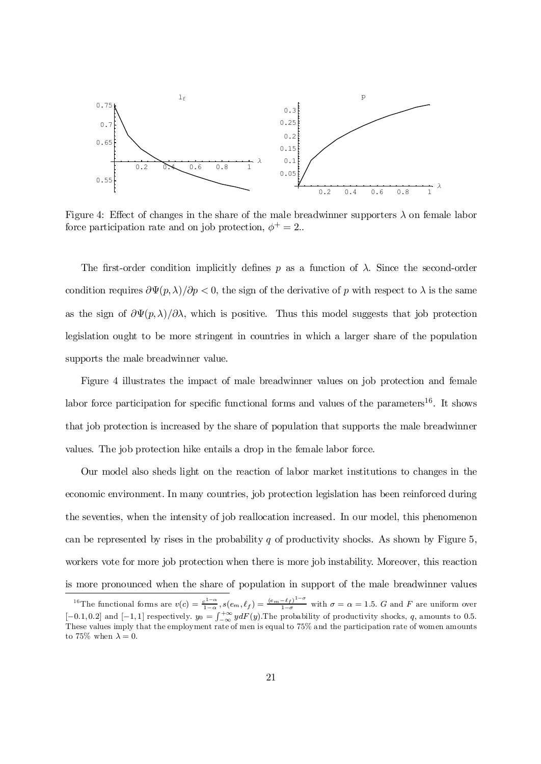Figure 4: Effect of changes in the share of the male breadwinner supporters $\lambda$ on female labor force participation rate and on job protection, $\phi^+ = 2$..

The first-order condition implicitly defines $p$ as a function of $\lambda$. Since the second-order condition requires $\partial\Psi(p,\lambda)/\partial p < 0$, the sign of the derivative of $p$ with respect to $\lambda$ is the same as the sign of $\partial\Psi(p,\lambda)/\partial\lambda$, which is positive. Thus this model suggests that job protection legislation ought to be more stringent in countries in which a larger share of the population supports the male breadwinner value.

Figure 4 illustrates the impact of male breadwinner values on job protection and female labor force participation for specific functional forms and values of the parameters[16]. It shows that job protection is increased by the share of population that supports the male breadwinner values. The job protection hike entails a drop in the female labor force.

Our model also sheds light on the reaction of labor market institutions to changes in the economic environment. In many countries, job protection legislation has been reinforced during the seventies, when the intensity of job reallocation increased. In our model, this phenomenon can be represented by rises in the probability $q$ of productivity shocks. As shown by Figure 5, workers vote for more job protection when there is more job instability. Moreover, this reaction is more pronounced when the share of population in support of the male breadwinner values

[16] The functional forms are $v(c) = \frac{c^{1-\alpha}}{1-\alpha}$, $s(e_m, \ell_f) = \frac{(e_m - \ell_f)^{1-\sigma}}{1-\sigma}$ with $\sigma = \alpha = 1.5$. $G$ and $F$ are uniform over $[-0.1, 0.2]$ and $[-1, 1]$ respectively. $y_0 = \int_{-\infty}^{+\infty} y dF(y)$.The probability of productivity shocks, $q$, amounts to 0.5. These values imply that the employment rate of men is equal to 75% and the participation rate of women amounts to 75% when $\lambda = 0$.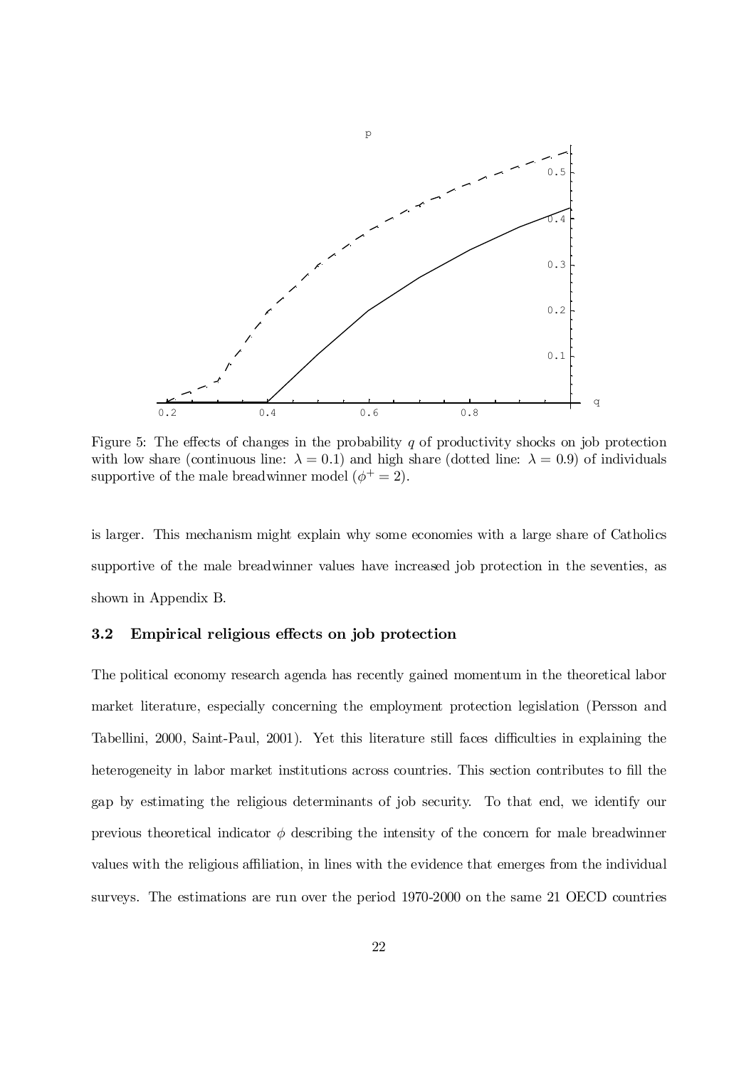Figure 5: The effects of changes in the probability $q$ of productivity shocks on job protection with low share (continuous line: $\lambda = 0.1$) and high share (dotted line: $\lambda = 0.9$) of individuals supportive of the male breadwinner model ($\phi^{+} = 2$).

is larger. This mechanism might explain why some economies with a large share of Catholics supportive of the male breadwinner values have increased job protection in the seventies, as shown in Appendix B.

### 3.2 Empirical religious effects on job protection

The political economy research agenda has recently gained momentum in the theoretical labor market literature, especially concerning the employment protection legislation (Persson and Tabellini, 2000, Saint-Paul, 2001). Yet this literature still faces difficulties in explaining the heterogeneity in labor market institutions across countries. This section contributes to fill the gap by estimating the religious determinants of job security. To that end, we identify our previous theoretical indicator $\phi$ describing the intensity of the concern for male breadwinner values with the religious affiliation, in lines with the evidence that emerges from the individual surveys. The estimations are run over the period 1970-2000 on the same 21 OECD countries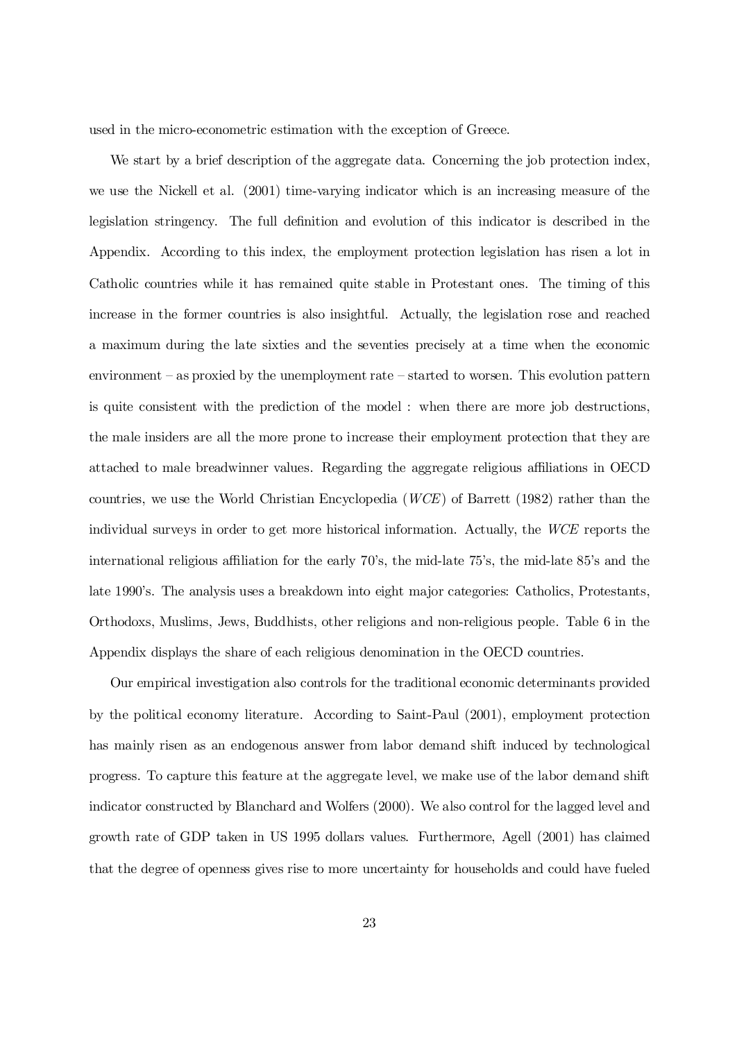used in the micro-econometric estimation with the exception of Greece.

We start by a brief description of the aggregate data. Concerning the job protection index, we use the Nickell et al. (2001) time-varying indicator which is an increasing measure of the legislation stringency. The full definition and evolution of this indicator is described in the Appendix. According to this index, the employment protection legislation has risen a lot in Catholic countries while it has remained quite stable in Protestant ones. The timing of this increase in the former countries is also insightful. Actually, the legislation rose and reached a maximum during the late sixties and the seventies precisely at a time when the economic environment – as proxied by the unemployment rate – started to worsen. This evolution pattern is quite consistent with the prediction of the model : when there are more job destructions, the male insiders are all the more prone to increase their employment protection that they are attached to male breadwinner values. Regarding the aggregate religious affiliations in OECD countries, we use the World Christian Encyclopedia (*WCE*) of Barrett (1982) rather than the individual surveys in order to get more historical information. Actually, the *WCE* reports the international religious affiliation for the early 70's, the mid-late 75's, the mid-late 85's and the late 1990's. The analysis uses a breakdown into eight major categories: Catholics, Protestants, Orthodoxs, Muslims, Jews, Buddhists, other religions and non-religious people. Table 6 in the Appendix displays the share of each religious denomination in the OECD countries.

Our empirical investigation also controls for the traditional economic determinants provided by the political economy literature. According to Saint-Paul (2001), employment protection has mainly risen as an endogenous answer from labor demand shift induced by technological progress. To capture this feature at the aggregate level, we make use of the labor demand shift indicator constructed by Blanchard and Wolfers (2000). We also control for the lagged level and growth rate of GDP taken in US 1995 dollars values. Furthermore, Agell (2001) has claimed that the degree of openness gives rise to more uncertainty for households and could have fueled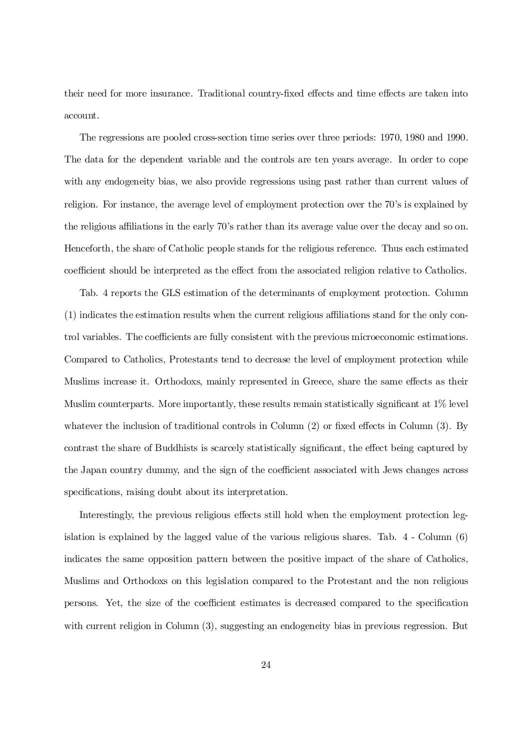their need for more insurance. Traditional country-fixed effects and time effects are taken into account.

The regressions are pooled cross-section time series over three periods: 1970, 1980 and 1990. The data for the dependent variable and the controls are ten years average. In order to cope with any endogeneity bias, we also provide regressions using past rather than current values of religion. For instance, the average level of employment protection over the 70's is explained by the religious affiliations in the early 70's rather than its average value over the decay and so on. Henceforth, the share of Catholic people stands for the religious reference. Thus each estimated coefficient should be interpreted as the effect from the associated religion relative to Catholics.

Tab. 4 reports the GLS estimation of the determinants of employment protection. Column (1) indicates the estimation results when the current religious affiliations stand for the only control variables. The coefficients are fully consistent with the previous microeconomic estimations. Compared to Catholics, Protestants tend to decrease the level of employment protection while Muslims increase it. Orthodoxs, mainly represented in Greece, share the same effects as their Muslim counterparts. More importantly, these results remain statistically significant at 1% level whatever the inclusion of traditional controls in Column (2) or fixed effects in Column (3). By contrast the share of Buddhists is scarcely statistically significant, the effect being captured by the Japan country dummy, and the sign of the coefficient associated with Jews changes across specifications, raising doubt about its interpretation.

Interestingly, the previous religious effects still hold when the employment protection legislation is explained by the lagged value of the various religious shares. Tab. 4 - Column (6) indicates the same opposition pattern between the positive impact of the share of Catholics, Muslims and Orthodoxs on this legislation compared to the Protestant and the non religious persons. Yet, the size of the coefficient estimates is decreased compared to the specification with current religion in Column (3), suggesting an endogeneity bias in previous regression. But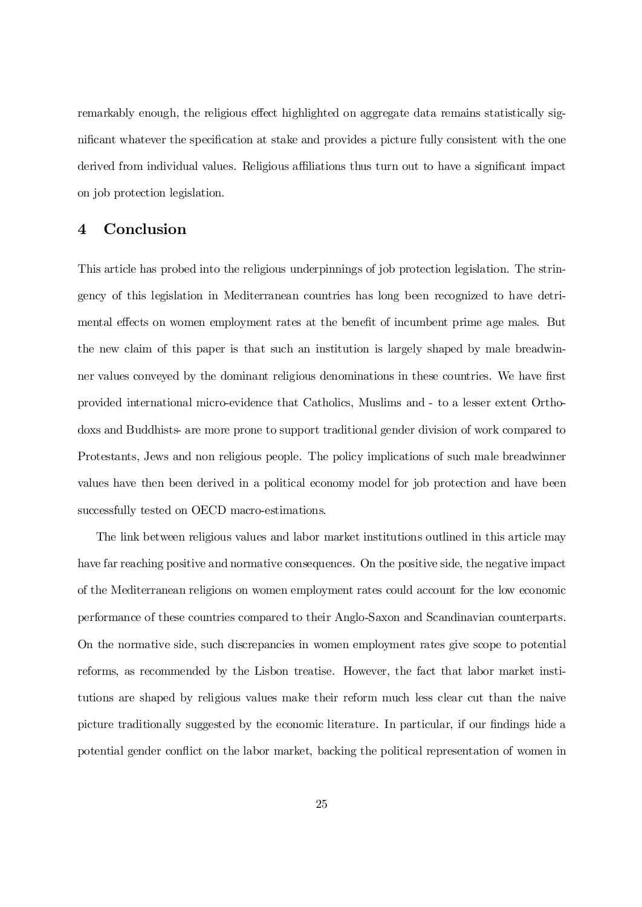remarkably enough, the religious effect highlighted on aggregate data remains statistically significant whatever the specification at stake and provides a picture fully consistent with the one derived from individual values. Religious affiliations thus turn out to have a significant impact on job protection legislation.

## 4 Conclusion

This article has probed into the religious underpinnings of job protection legislation. The stringency of this legislation in Mediterranean countries has long been recognized to have detrimental effects on women employment rates at the benefit of incumbent prime age males. But the new claim of this paper is that such an institution is largely shaped by male breadwinner values conveyed by the dominant religious denominations in these countries. We have first provided international micro-evidence that Catholics, Muslims and - to a lesser extent Orthodoxs and Buddhists- are more prone to support traditional gender division of work compared to Protestants, Jews and non religious people. The policy implications of such male breadwinner values have then been derived in a political economy model for job protection and have been successfully tested on OECD macro-estimations.

The link between religious values and labor market institutions outlined in this article may have far reaching positive and normative consequences. On the positive side, the negative impact of the Mediterranean religions on women employment rates could account for the low economic performance of these countries compared to their Anglo-Saxon and Scandinavian counterparts. On the normative side, such discrepancies in women employment rates give scope to potential reforms, as recommended by the Lisbon treatise. However, the fact that labor market institutions are shaped by religious values make their reform much less clear cut than the naive picture traditionally suggested by the economic literature. In particular, if our findings hide a potential gender conflict on the labor market, backing the political representation of women in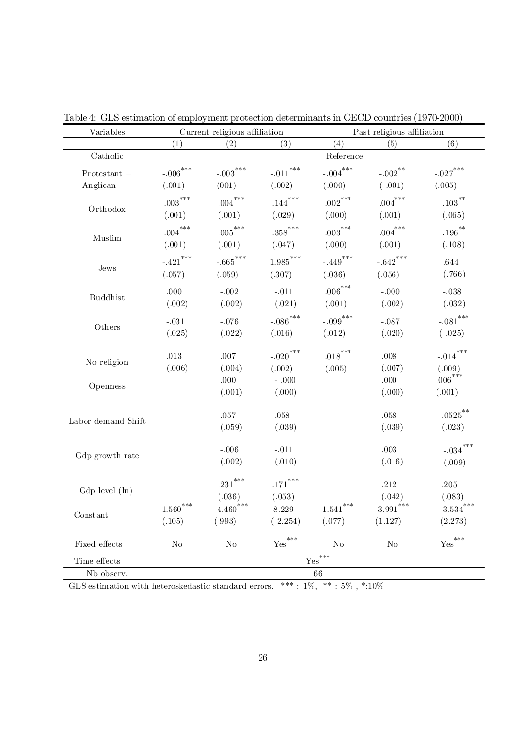Table 4: GLS estimation of employment protection determinants in OECD countries (1970-2000)

| Variables | Current religious affiliation | | | Past religious affiliation | | |
|---|---|---|---|---|---|---|
| | (1) | (2) | (3) | (4) | (5) | (6) |
| Catholic | | | | Reference | | |
| Protestant + Anglican | -.006*** (.001) | -.003*** (001) | -.011*** (.002) | -.004*** (.000) | -.002** ( .001) | -.027*** (.005) |
| Orthodox | .003*** (.001) | .004*** (.001) | .144*** (.029) | .002*** (.000) | .004*** (.001) | .103** (.065) |
| Muslim | .004*** (.001) | .005*** (.001) | .358*** (.047) | .003*** (.000) | .004*** (.001) | .196** (.108) |
| Jews | -.421*** (.057) | -.665*** (.059) | 1.985*** (.307) | -.449*** (.036) | -.642*** (.056) | .644 (.766) |
| Buddhist | .000 (.002) | -.002 (.002) | -.011 (.021) | .006*** (.001) | -.000 (.002) | -.038 (.032) |
| Others | -.031 (.025) | -.076 (.022) | -.086*** (.016) | -.099*** (.012) | -.087 (.020) | -.081*** ( .025) |
| No religion | .013 (.006) | .007 (.004) | -.020*** (.002) | .018*** (.005) | .008 (.007) | -.014*** (.009) |
| Openness | | .000 (.001) | - .000 (.000) | | .000 (.000) | .006*** (.001) |
| Labor demand Shift | | .057 (.059) | .058 (.039) | | .058 (.039) | .0525** (.023) |
| Gdp growth rate | | -.006 (.002) | -.011 (.010) | | .003 (.016) | -.034*** (.009) |
| Gdp level (ln) | | .231*** (.036) | .171*** (.053) | | .212 (.042) | .205 (.083) |
| Constant | 1.560*** (.105) | -4.460*** (.993) | -8.229 ( 2.254) | 1.541*** (.077) | -3.991*** (1.127) | -3.534*** (2.273) |
| Fixed effects | No | No | Yes*** | No | No | Yes*** |
| Time effects | | | | Yes*** | | |
| Nb observ. | | | | 66 | | |

GLS estimation with heteroskedastic standard errors. *** : 1%, ** : 5% , *:10%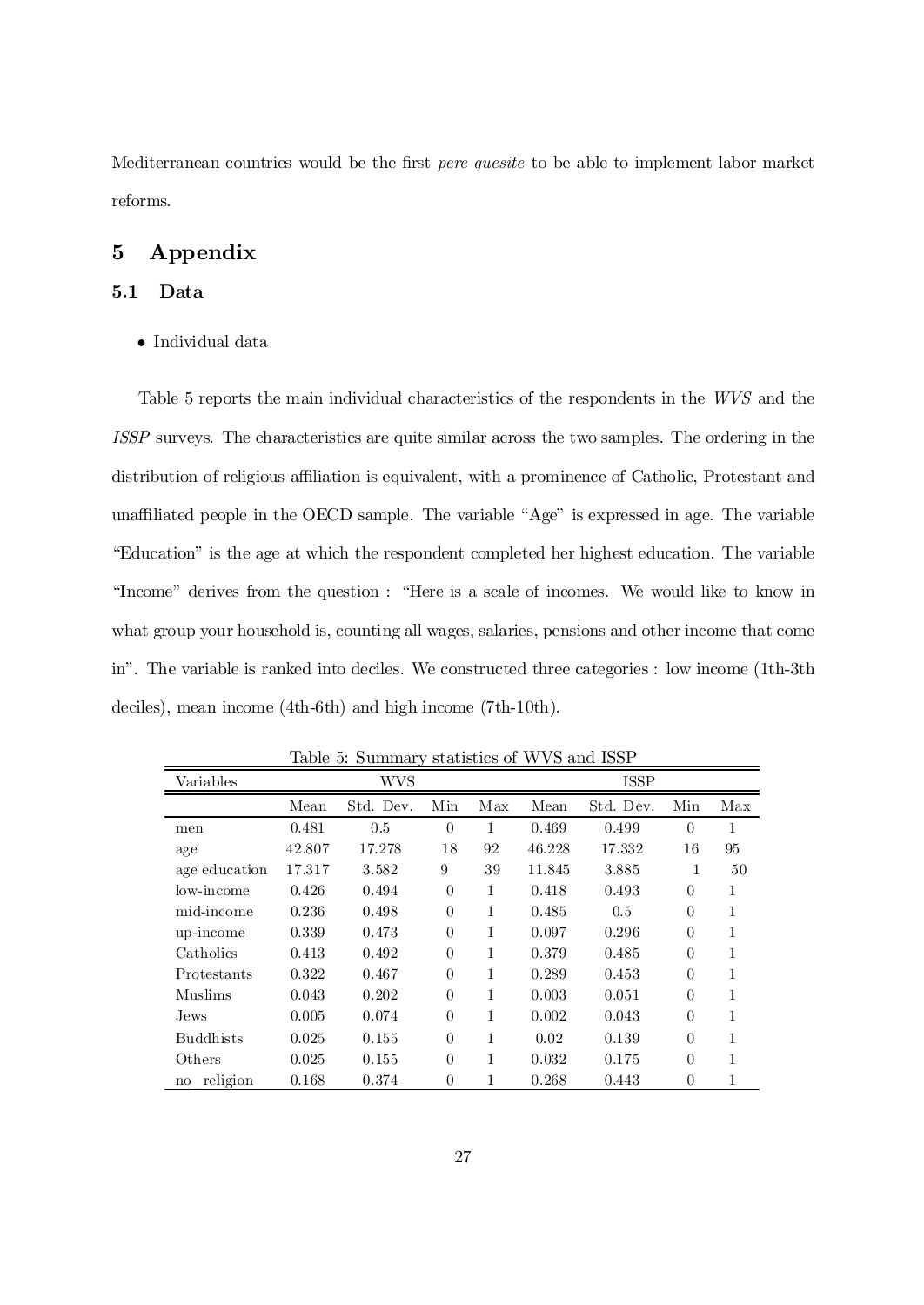Mediterranean countries would be the first *pere quesite* to be able to implement labor market reforms.

# 5 Appendix

## 5.1 Data

- Individual data

Table 5 reports the main individual characteristics of the respondents in the *WVS* and the *ISSP* surveys. The characteristics are quite similar across the two samples. The ordering in the distribution of religious affiliation is equivalent, with a prominence of Catholic, Protestant and unaffiliated people in the OECD sample. The variable "Age" is expressed in age. The variable "Education" is the age at which the respondent completed her highest education. The variable "Income" derives from the question : "Here is a scale of incomes. We would like to know in what group your household is, counting all wages, salaries, pensions and other income that come in". The variable is ranked into deciles. We constructed three categories : low income (1th-3th deciles), mean income (4th-6th) and high income (7th-10th).

Table 5: Summary statistics of WVS and ISSP

| Variables | WVS | | | | ISSP | | | |
|---|---|---|---|---|---|---|---|---|
| | Mean | Std. Dev. | Min | Max | Mean | Std. Dev. | Min | Max |
| men | 0.481 | 0.5 | 0 | 1 | 0.469 | 0.499 | 0 | 1 |
| age | 42.807 | 17.278 | 18 | 92 | 46.228 | 17.332 | 16 | 95 |
| age education | 17.317 | 3.582 | 9 | 39 | 11.845 | 3.885 | 1 | 50 |
| low-income | 0.426 | 0.494 | 0 | 1 | 0.418 | 0.493 | 0 | 1 |
| mid-income | 0.236 | 0.498 | 0 | 1 | 0.485 | 0.5 | 0 | 1 |
| up-income | 0.339 | 0.473 | 0 | 1 | 0.097 | 0.296 | 0 | 1 |
| Catholics | 0.413 | 0.492 | 0 | 1 | 0.379 | 0.485 | 0 | 1 |
| Protestants | 0.322 | 0.467 | 0 | 1 | 0.289 | 0.453 | 0 | 1 |
| Muslims | 0.043 | 0.202 | 0 | 1 | 0.003 | 0.051 | 0 | 1 |
| Jews | 0.005 | 0.074 | 0 | 1 | 0.002 | 0.043 | 0 | 1 |
| Buddhists | 0.025 | 0.155 | 0 | 1 | 0.02 | 0.139 | 0 | 1 |
| Others | 0.025 | 0.155 | 0 | 1 | 0.032 | 0.175 | 0 | 1 |
| no_religion | 0.168 | 0.374 | 0 | 1 | 0.268 | 0.443 | 0 | 1 |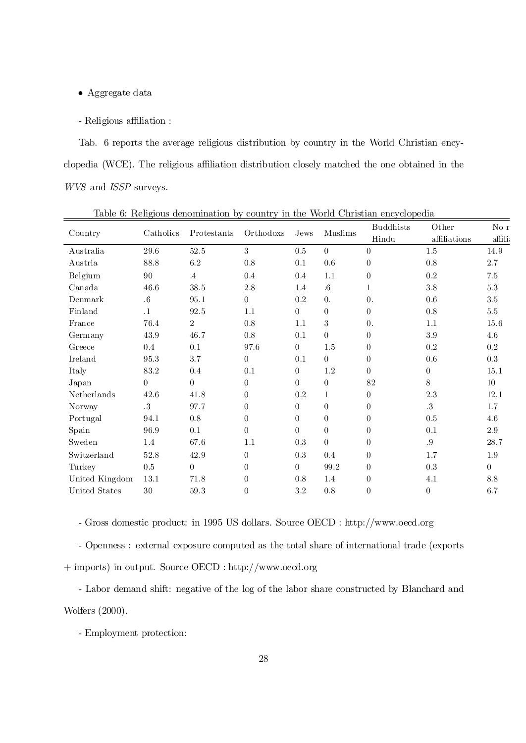- Aggregate data

- Religious affiliation :

Tab. 6 reports the average religious distribution by country in the World Christian encyclopedia (WCE). The religious affiliation distribution closely matched the one obtained in the *WVS* and *ISSP* surveys.

Table 6: Religious denomination by country in the World Christian encyclopedia

| Country | Catholics | Protestants | Orthodoxs | Jews | Muslims | Buddhists Hindu | Other affiliations | No r affili |
|---|---|---|---|---|---|---|---|---|
| Australia | 29.6 | 52.5 | 3 | 0.5 | 0 | 0 | 1.5 | 14.9 |
| Austria | 88.8 | 6.2 | 0.8 | 0.1 | 0.6 | 0 | 0.8 | 2.7 |
| Belgium | 90 | .4 | 0.4 | 0.4 | 1.1 | 0 | 0.2 | 7.5 |
| Canada | 46.6 | 38.5 | 2.8 | 1.4 | .6 | 1 | 3.8 | 5.3 |
| Denmark | .6 | 95.1 | 0 | 0.2 | 0. | 0. | 0.6 | 3.5 |
| Finland | .1 | 92.5 | 1.1 | 0 | 0 | 0 | 0.8 | 5.5 |
| France | 76.4 | 2 | 0.8 | 1.1 | 3 | 0. | 1.1 | 15.6 |
| Germany | 43.9 | 46.7 | 0.8 | 0.1 | 0 | 0 | 3.9 | 4.6 |
| Greece | 0.4 | 0.1 | 97.6 | 0 | 1.5 | 0 | 0.2 | 0.2 |
| Ireland | 95.3 | 3.7 | 0 | 0.1 | 0 | 0 | 0.6 | 0.3 |
| Italy | 83.2 | 0.4 | 0.1 | 0 | 1.2 | 0 | 0 | 15.1 |
| Japan | 0 | 0 | 0 | 0 | 0 | 82 | 8 | 10 |
| Netherlands | 42.6 | 41.8 | 0 | 0.2 | 1 | 0 | 2.3 | 12.1 |
| Norway | .3 | 97.7 | 0 | 0 | 0 | 0 | .3 | 1.7 |
| Portugal | 94.1 | 0.8 | 0 | 0 | 0 | 0 | 0.5 | 4.6 |
| Spain | 96.9 | 0.1 | 0 | 0 | 0 | 0 | 0.1 | 2.9 |
| Sweden | 1.4 | 67.6 | 1.1 | 0.3 | 0 | 0 | .9 | 28.7 |
| Switzerland | 52.8 | 42.9 | 0 | 0.3 | 0.4 | 0 | 1.7 | 1.9 |
| Turkey | 0.5 | 0 | 0 | 0 | 99.2 | 0 | 0.3 | 0 |
| United Kingdom | 13.1 | 71.8 | 0 | 0.8 | 1.4 | 0 | 4.1 | 8.8 |
| United States | 30 | 59.3 | 0 | 3.2 | 0.8 | 0 | 0 | 6.7 |

- Gross domestic product: in 1995 US dollars. Source OECD : http://www.oecd.org

- Openness : external exposure computed as the total share of international trade (exports + imports) in output. Source OECD : http://www.oecd.org

- Labor demand shift: negative of the log of the labor share constructed by Blanchard and Wolfers (2000).

- Employment protection: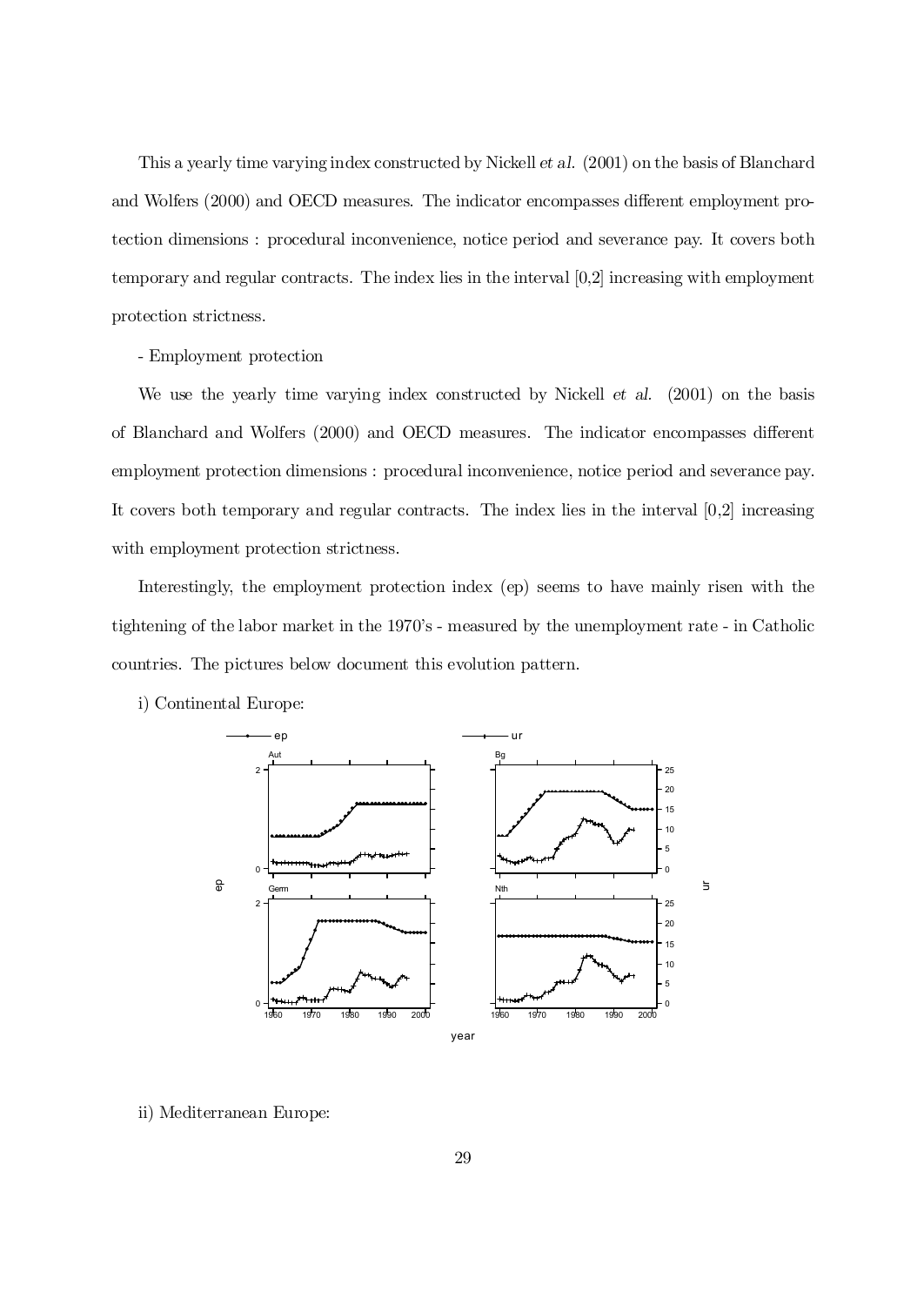This a yearly time varying index constructed by Nickell *et al.* (2001) on the basis of Blanchard and Wolfers (2000) and OECD measures. The indicator encompasses different employment protection dimensions : procedural inconvenience, notice period and severance pay. It covers both temporary and regular contracts. The index lies in the interval [0,2] increasing with employment protection strictness.

- Employment protection

We use the yearly time varying index constructed by Nickell *et al.* (2001) on the basis of Blanchard and Wolfers (2000) and OECD measures. The indicator encompasses different employment protection dimensions : procedural inconvenience, notice period and severance pay. It covers both temporary and regular contracts. The index lies in the interval [0,2] increasing with employment protection strictness.

Interestingly, the employment protection index (ep) seems to have mainly risen with the tightening of the labor market in the 1970's - measured by the unemployment rate - in Catholic countries. The pictures below document this evolution pattern.

i) Continental Europe:

ii) Mediterranean Europe: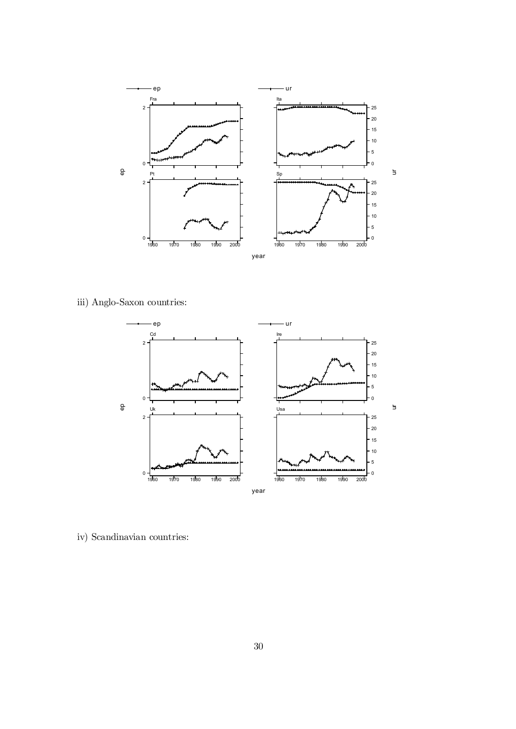iii) Anglo-Saxon countries:

iv) Scandinavian countries: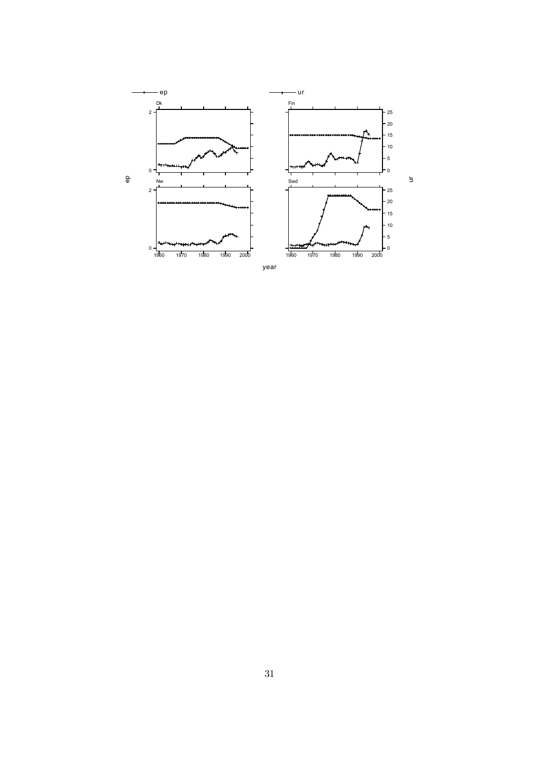ep — ur

Dk | Fin

Nw | Swd

year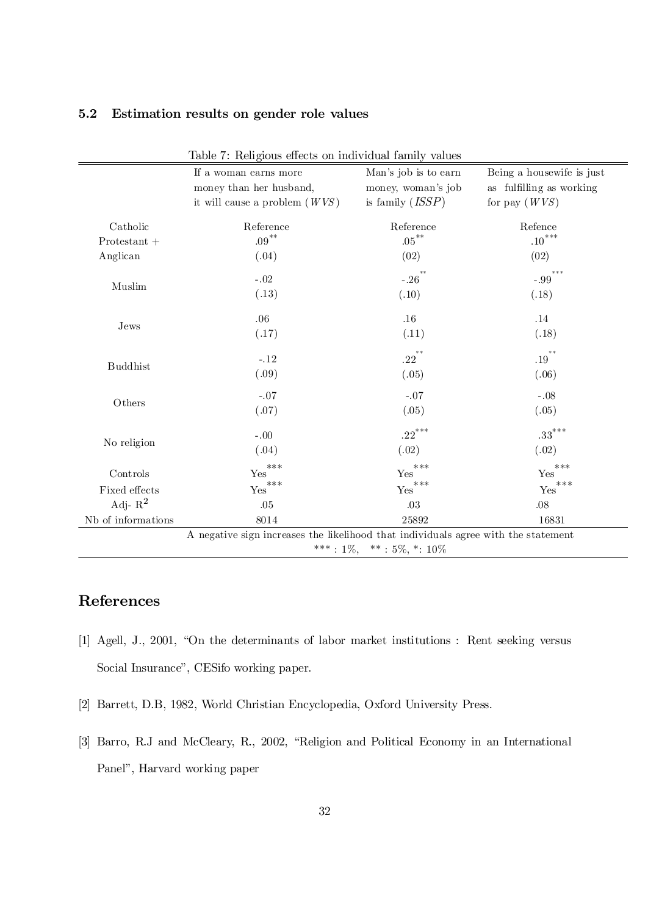### 5.2 Estimation results on gender role values

Table 7: Religious effects on individual family values

| | If a woman earns more money than her husband, it will cause a problem (*WVS*) | Man's job is to earn money, woman's job is family (*ISSP*) | Being a housewife is just as fulfilling as working for pay (*WVS*) |
|---|---|---|---|
| Catholic | Reference | Reference | Refence |
| Protestant + Anglican | .09** (.04) | .05** (02) | .10*** (02) |
| Muslim | -.02 (.13) | -.26** (.10) | -.99*** (.18) |
| Jews | .06 (.17) | .16 (.11) | .14 (.18) |
| Buddhist | -.12 (.09) | .22** (.05) | .19** (.06) |
| Others | -.07 (.07) | -.07 (.05) | -.08 (.05) |
| No religion | -.00 (.04) | .22*** (.02) | .33*** (.02) |
| Controls | Yes*** | Yes*** | Yes*** |
| Fixed effects | Yes*** | Yes*** | Yes*** |
| Adj- $R^2$ | .05 | .03 | .08 |
| Nb of informations | 8014 | 25892 | 16831 |

A negative sign increases the likelihood that individuals agree with the statement

*** : 1%, ** : 5%, *: 10%

## References

[1] Agell, J., 2001, "On the determinants of labor market institutions : Rent seeking versus Social Insurance", CESifo working paper.

[2] Barrett, D.B, 1982, World Christian Encyclopedia, Oxford University Press.

[3] Barro, R.J and McCleary, R., 2002, "Religion and Political Economy in an International Panel", Harvard working paper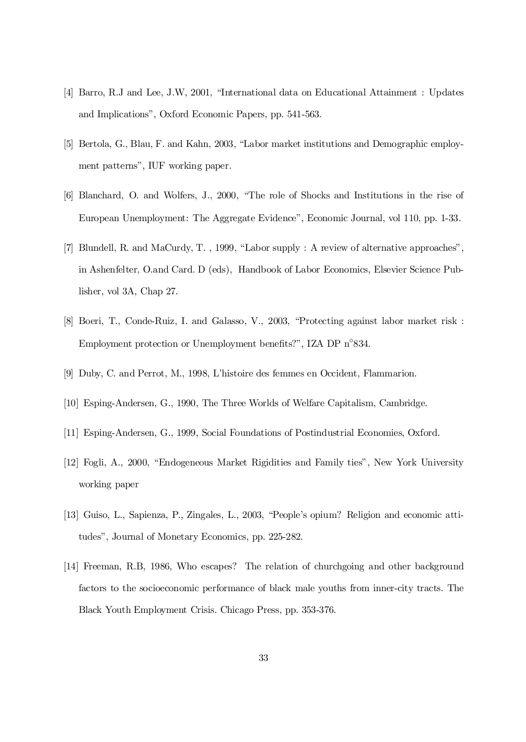[4] Barro, R.J and Lee, J.W, 2001, "International data on Educational Attainment : Updates and Implications", Oxford Economic Papers, pp. 541-563.

[5] Bertola, G., Blau, F. and Kahn, 2003, "Labor market institutions and Demographic employment patterns", IUF working paper.

[6] Blanchard, O. and Wolfers, J., 2000, "The role of Shocks and Institutions in the rise of European Unemployment: The Aggregate Evidence", Economic Journal, vol 110, pp. 1-33.

[7] Blundell, R. and MaCurdy, T. , 1999, "Labor supply : A review of alternative approaches", in Ashenfelter, O.and Card. D (eds), Handbook of Labor Economics, Elsevier Science Publisher, vol 3A, Chap 27.

[8] Boeri, T., Conde-Ruiz, I. and Galasso, V., 2003, "Protecting against labor market risk : Employment protection or Unemployment benefits?", IZA DP n°834.

[9] Duby, C. and Perrot, M., 1998, L'histoire des femmes en Occident, Flammarion.

[10] Esping-Andersen, G., 1990, The Three Worlds of Welfare Capitalism, Cambridge.

[11] Esping-Andersen, G., 1999, Social Foundations of Postindustrial Economies, Oxford.

[12] Fogli, A., 2000, "Endogeneous Market Rigidities and Family ties", New York University working paper

[13] Guiso, L., Sapienza, P., Zingales, L., 2003, "People's opium? Religion and economic attitudes", Journal of Monetary Economics, pp. 225-282.

[14] Freeman, R.B, 1986, Who escapes? The relation of churchgoing and other background factors to the socioeconomic performance of black male youths from inner-city tracts. The Black Youth Employment Crisis. Chicago Press, pp. 353-376.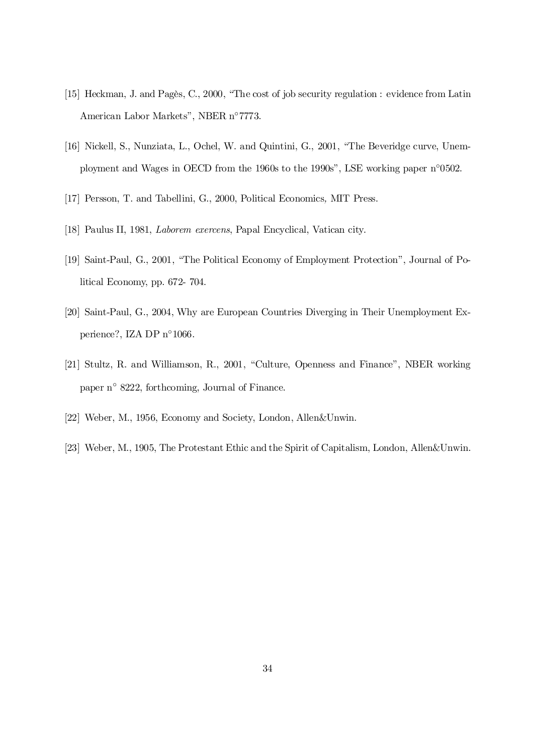[15] Heckman, J. and Pagès, C., 2000, "The cost of job security regulation : evidence from Latin American Labor Markets", NBER n°7773.

[16] Nickell, S., Nunziata, L., Ochel, W. and Quintini, G., 2001, "The Beveridge curve, Unemployment and Wages in OECD from the 1960s to the 1990s", LSE working paper n°0502.

[17] Persson, T. and Tabellini, G., 2000, Political Economics, MIT Press.

[18] Paulus II, 1981, *Laborem exercens*, Papal Encyclical, Vatican city.

[19] Saint-Paul, G., 2001, "The Political Economy of Employment Protection", Journal of Political Economy, pp. 672- 704.

[20] Saint-Paul, G., 2004, Why are European Countries Diverging in Their Unemployment Experience?, IZA DP n°1066.

[21] Stultz, R. and Williamson, R., 2001, "Culture, Openness and Finance", NBER working paper n° 8222, forthcoming, Journal of Finance.

[22] Weber, M., 1956, Economy and Society, London, Allen&Unwin.

[23] Weber, M., 1905, The Protestant Ethic and the Spirit of Capitalism, London, Allen&Unwin.